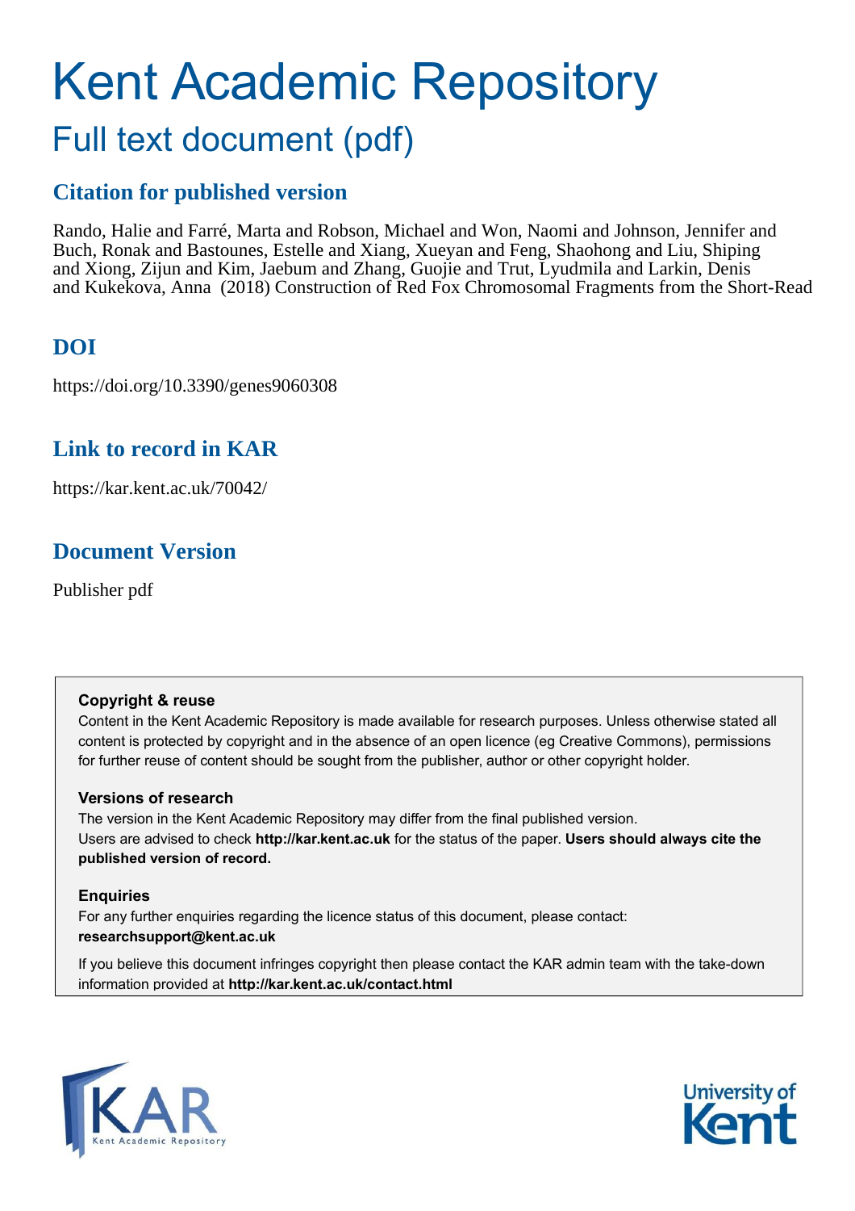# Kent Academic Repository

## Full text document (pdf)

## Citation for published version

Rando, Halie and Farré, Marta and Robson, Michael and Won, Naomi and Johnson, Jennifer and Buch, Ronak and Bastounes, Estelle and Xiang, Xueyan and Feng, Shaohong and Liu, Shiping and Xiong, Zijun and Kim, Jaebum and Zhang, Guojie and Trut, Lyudmila and Larkin, Denis and Kukekova, Anna (2018) Construction of Red Fox Chromosomal Fragments from the Short-Read

## DOI

https://doi.org/10.3390/genes9060308

## Link to record in KAR

https://kar.kent.ac.uk/70042/

## Document Version

Publisher pdf

**Copyright & reuse**

Content in the Kent Academic Repository is made available for research purposes. Unless otherwise stated all content is protected by copyright and in the absence of an open licence (eg Creative Commons), permissions for further reuse of content should be sought from the publisher, author or other copyright holder.

**Versions of research**

The version in the Kent Academic Repository may differ from the final published version. Users are advised to check **http://kar.kent.ac.uk** for the status of the paper. **Users should always cite the published version of record.**

**Enquiries**

For any further enquiries regarding the licence status of this document, please contact: **researchsupport@kent.ac.uk**

If you believe this document infringes copyright then please contact the KAR admin team with the take-down information provided at **http://kar.kent.ac.uk/contact.html**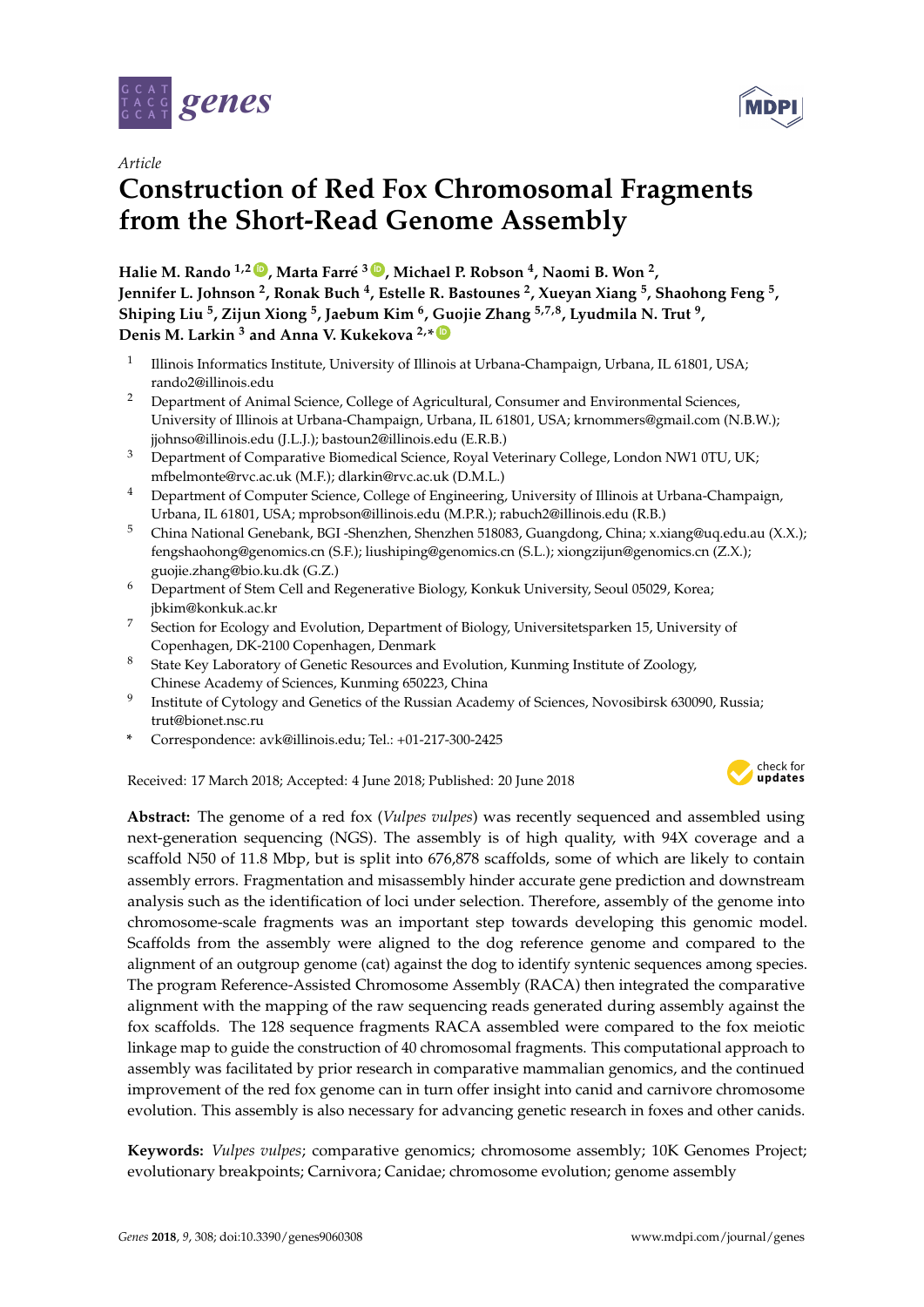Article

# Construction of Red Fox Chromosomal Fragments from the Short-Read Genome Assembly

**Halie M. Rando** [1,2], **Marta Farré** [3], **Michael P. Robson** [4], **Naomi B. Won** [2], **Jennifer L. Johnson** [2], **Ronak Buch** [4], **Estelle R. Bastounes** [2], **Xueyan Xiang** [5], **Shaohong Feng** [5], **Shiping Liu** [5], **Zijun Xiong** [5], **Jaebum Kim** [6], **Guojie Zhang** [5,7,8], **Lyudmila N. Trut** [9], **Denis M. Larkin** [3] and **Anna V. Kukekova** [2,*]

1. Illinois Informatics Institute, University of Illinois at Urbana-Champaign, Urbana, IL 61801, USA; rando2@illinois.edu
2. Department of Animal Science, College of Agricultural, Consumer and Environmental Sciences, University of Illinois at Urbana-Champaign, Urbana, IL 61801, USA; krnommers@gmail.com (N.B.W.); jjohnso@illinois.edu (J.L.J.); bastoun2@illinois.edu (E.R.B.)
3. Department of Comparative Biomedical Science, Royal Veterinary College, London NW1 0TU, UK; mfbelmonte@rvc.ac.uk (M.F.); dlarkin@rvc.ac.uk (D.M.L.)
4. Department of Computer Science, College of Engineering, University of Illinois at Urbana-Champaign, Urbana, IL 61801, USA; mprobson@illinois.edu (M.P.R.); rabuch2@illinois.edu (R.B.)
5. China National Genebank, BGI -Shenzhen, Shenzhen 518083, Guangdong, China; x.xiang@uq.edu.au (X.X.); fengshaohong@genomics.cn (S.F.); liushiping@genomics.cn (S.L.); xiongzijun@genomics.cn (Z.X.); guojie.zhang@bio.ku.dk (G.Z.)
6. Department of Stem Cell and Regenerative Biology, Konkuk University, Seoul 05029, Korea; jbkim@konkuk.ac.kr
7. Section for Ecology and Evolution, Department of Biology, Universitetsparken 15, University of Copenhagen, DK-2100 Copenhagen, Denmark
8. State Key Laboratory of Genetic Resources and Evolution, Kunming Institute of Zoology, Chinese Academy of Sciences, Kunming 650223, China
9. Institute of Cytology and Genetics of the Russian Academy of Sciences, Novosibirsk 630090, Russia; trut@bionet.nsc.ru

\* Correspondence: avk@illinois.edu; Tel.: +01-217-300-2425

Received: 17 March 2018; Accepted: 4 June 2018; Published: 20 June 2018

**Abstract:** The genome of a red fox (*Vulpes vulpes*) was recently sequenced and assembled using next-generation sequencing (NGS). The assembly is of high quality, with 94X coverage and a scaffold N50 of 11.8 Mbp, but is split into 676,878 scaffolds, some of which are likely to contain assembly errors. Fragmentation and misassembly hinder accurate gene prediction and downstream analysis such as the identification of loci under selection. Therefore, assembly of the genome into chromosome-scale fragments was an important step towards developing this genomic model. Scaffolds from the assembly were aligned to the dog reference genome and compared to the alignment of an outgroup genome (cat) against the dog to identify syntenic sequences among species. The program Reference-Assisted Chromosome Assembly (RACA) then integrated the comparative alignment with the mapping of the raw sequencing reads generated during assembly against the fox scaffolds. The 128 sequence fragments RACA assembled were compared to the fox meiotic linkage map to guide the construction of 40 chromosomal fragments. This computational approach to assembly was facilitated by prior research in comparative mammalian genomics, and the continued improvement of the red fox genome can in turn offer insight into canid and carnivore chromosome evolution. This assembly is also necessary for advancing genetic research in foxes and other canids.

**Keywords:** *Vulpes vulpes*; comparative genomics; chromosome assembly; 10K Genomes Project; evolutionary breakpoints; Carnivora; Canidae; chromosome evolution; genome assembly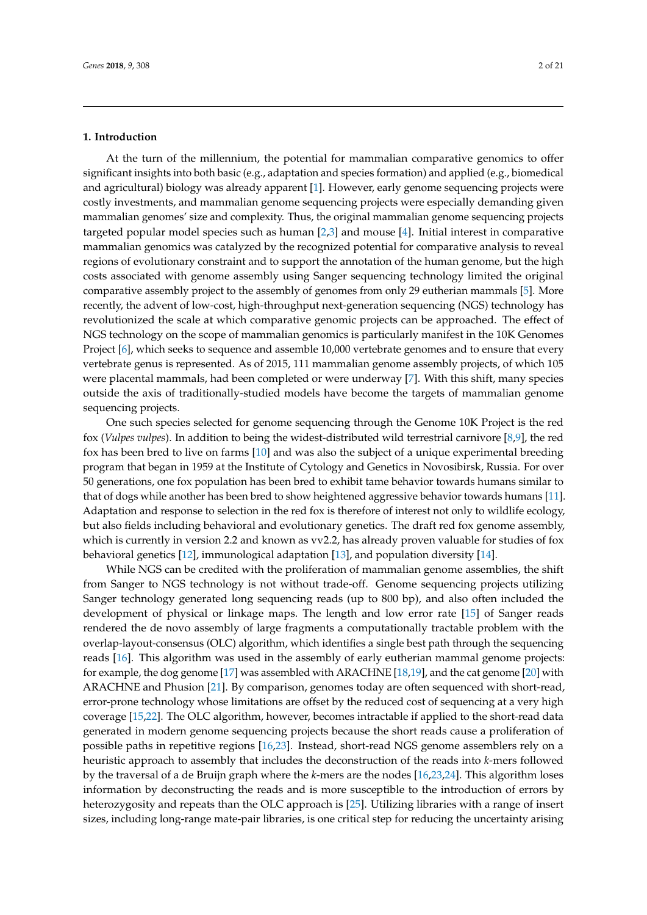## 1. Introduction

At the turn of the millennium, the potential for mammalian comparative genomics to offer significant insights into both basic (e.g., adaptation and species formation) and applied (e.g., biomedical and agricultural) biology was already apparent [1]. However, early genome sequencing projects were costly investments, and mammalian genome sequencing projects were especially demanding given mammalian genomes' size and complexity. Thus, the original mammalian genome sequencing projects targeted popular model species such as human [2,3] and mouse [4]. Initial interest in comparative mammalian genomics was catalyzed by the recognized potential for comparative analysis to reveal regions of evolutionary constraint and to support the annotation of the human genome, but the high costs associated with genome assembly using Sanger sequencing technology limited the original comparative assembly project to the assembly of genomes from only 29 eutherian mammals [5]. More recently, the advent of low-cost, high-throughput next-generation sequencing (NGS) technology has revolutionized the scale at which comparative genomic projects can be approached. The effect of NGS technology on the scope of mammalian genomics is particularly manifest in the 10K Genomes Project [6], which seeks to sequence and assemble 10,000 vertebrate genomes and to ensure that every vertebrate genus is represented. As of 2015, 111 mammalian genome assembly projects, of which 105 were placental mammals, had been completed or were underway [7]. With this shift, many species outside the axis of traditionally-studied models have become the targets of mammalian genome sequencing projects.

One such species selected for genome sequencing through the Genome 10K Project is the red fox (*Vulpes vulpes*). In addition to being the widest-distributed wild terrestrial carnivore [8,9], the red fox has been bred to live on farms [10] and was also the subject of a unique experimental breeding program that began in 1959 at the Institute of Cytology and Genetics in Novosibirsk, Russia. For over 50 generations, one fox population has been bred to exhibit tame behavior towards humans similar to that of dogs while another has been bred to show heightened aggressive behavior towards humans [11]. Adaptation and response to selection in the red fox is therefore of interest not only to wildlife ecology, but also fields including behavioral and evolutionary genetics. The draft red fox genome assembly, which is currently in version 2.2 and known as vv2.2, has already proven valuable for studies of fox behavioral genetics [12], immunological adaptation [13], and population diversity [14].

While NGS can be credited with the proliferation of mammalian genome assemblies, the shift from Sanger to NGS technology is not without trade-off. Genome sequencing projects utilizing Sanger technology generated long sequencing reads (up to 800 bp), and also often included the development of physical or linkage maps. The length and low error rate [15] of Sanger reads rendered the de novo assembly of large fragments a computationally tractable problem with the overlap-layout-consensus (OLC) algorithm, which identifies a single best path through the sequencing reads [16]. This algorithm was used in the assembly of early eutherian mammal genome projects: for example, the dog genome [17] was assembled with ARACHNE [18,19], and the cat genome [20] with ARACHNE and Phusion [21]. By comparison, genomes today are often sequenced with short-read, error-prone technology whose limitations are offset by the reduced cost of sequencing at a very high coverage [15,22]. The OLC algorithm, however, becomes intractable if applied to the short-read data generated in modern genome sequencing projects because the short reads cause a proliferation of possible paths in repetitive regions [16,23]. Instead, short-read NGS genome assemblers rely on a heuristic approach to assembly that includes the deconstruction of the reads into *k*-mers followed by the traversal of a de Bruijn graph where the *k*-mers are the nodes [16,23,24]. This algorithm loses information by deconstructing the reads and is more susceptible to the introduction of errors by heterozygosity and repeats than the OLC approach is [25]. Utilizing libraries with a range of insert sizes, including long-range mate-pair libraries, is one critical step for reducing the uncertainty arising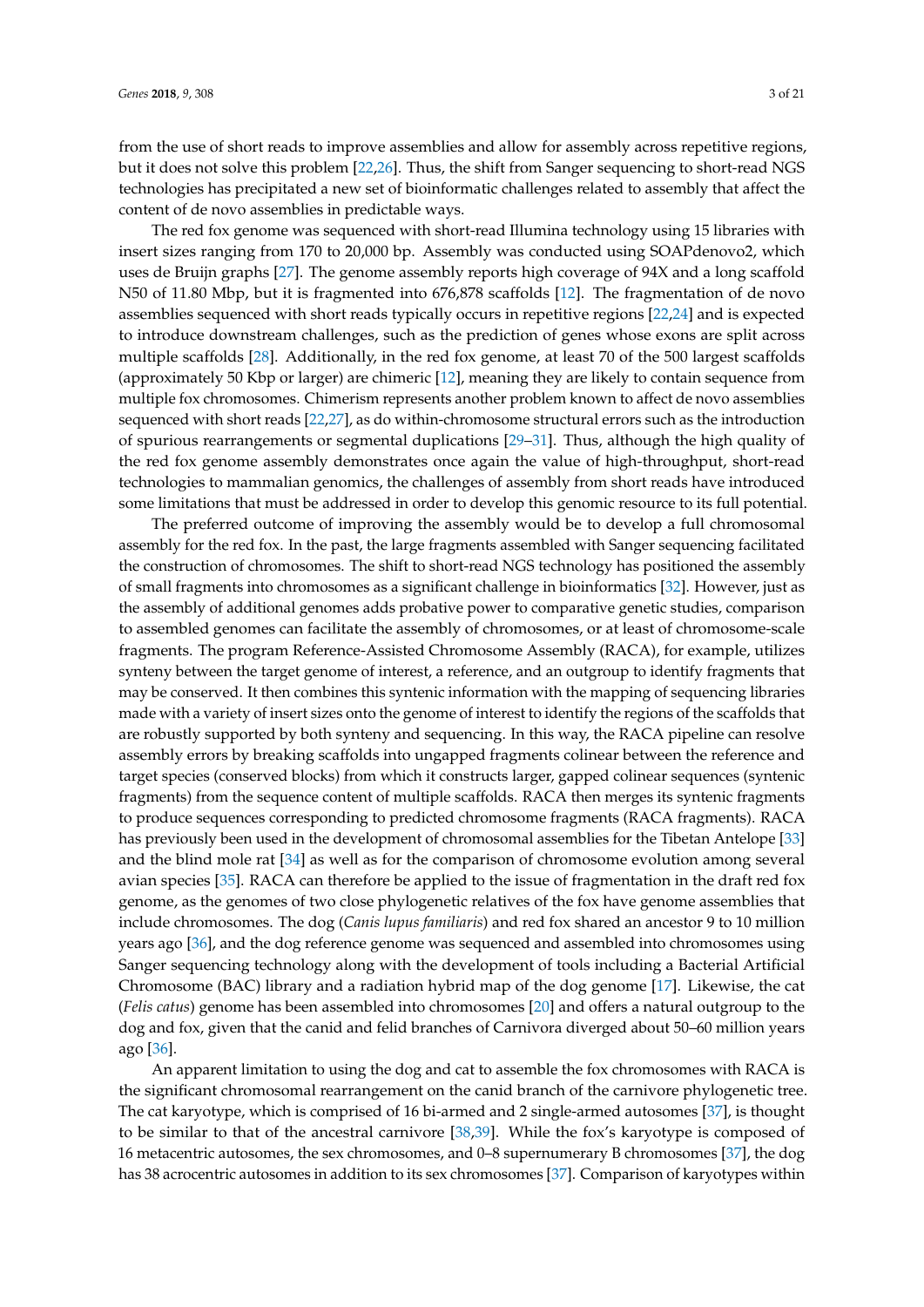from the use of short reads to improve assemblies and allow for assembly across repetitive regions, but it does not solve this problem [22,26]. Thus, the shift from Sanger sequencing to short-read NGS technologies has precipitated a new set of bioinformatic challenges related to assembly that affect the content of de novo assemblies in predictable ways.

The red fox genome was sequenced with short-read Illumina technology using 15 libraries with insert sizes ranging from 170 to 20,000 bp. Assembly was conducted using SOAPdenovo2, which uses de Bruijn graphs [27]. The genome assembly reports high coverage of 94X and a long scaffold N50 of 11.80 Mbp, but it is fragmented into 676,878 scaffolds [12]. The fragmentation of de novo assemblies sequenced with short reads typically occurs in repetitive regions [22,24] and is expected to introduce downstream challenges, such as the prediction of genes whose exons are split across multiple scaffolds [28]. Additionally, in the red fox genome, at least 70 of the 500 largest scaffolds (approximately 50 Kbp or larger) are chimeric [12], meaning they are likely to contain sequence from multiple fox chromosomes. Chimerism represents another problem known to affect de novo assemblies sequenced with short reads [22,27], as do within-chromosome structural errors such as the introduction of spurious rearrangements or segmental duplications [29–31]. Thus, although the high quality of the red fox genome assembly demonstrates once again the value of high-throughput, short-read technologies to mammalian genomics, the challenges of assembly from short reads have introduced some limitations that must be addressed in order to develop this genomic resource to its full potential.

The preferred outcome of improving the assembly would be to develop a full chromosomal assembly for the red fox. In the past, the large fragments assembled with Sanger sequencing facilitated the construction of chromosomes. The shift to short-read NGS technology has positioned the assembly of small fragments into chromosomes as a significant challenge in bioinformatics [32]. However, just as the assembly of additional genomes adds probative power to comparative genetic studies, comparison to assembled genomes can facilitate the assembly of chromosomes, or at least of chromosome-scale fragments. The program Reference-Assisted Chromosome Assembly (RACA), for example, utilizes synteny between the target genome of interest, a reference, and an outgroup to identify fragments that may be conserved. It then combines this syntenic information with the mapping of sequencing libraries made with a variety of insert sizes onto the genome of interest to identify the regions of the scaffolds that are robustly supported by both synteny and sequencing. In this way, the RACA pipeline can resolve assembly errors by breaking scaffolds into ungapped fragments colinear between the reference and target species (conserved blocks) from which it constructs larger, gapped colinear sequences (syntenic fragments) from the sequence content of multiple scaffolds. RACA then merges its syntenic fragments to produce sequences corresponding to predicted chromosome fragments (RACA fragments). RACA has previously been used in the development of chromosomal assemblies for the Tibetan Antelope [33] and the blind mole rat [34] as well as for the comparison of chromosome evolution among several avian species [35]. RACA can therefore be applied to the issue of fragmentation in the draft red fox genome, as the genomes of two close phylogenetic relatives of the fox have genome assemblies that include chromosomes. The dog (*Canis lupus familiaris*) and red fox shared an ancestor 9 to 10 million years ago [36], and the dog reference genome was sequenced and assembled into chromosomes using Sanger sequencing technology along with the development of tools including a Bacterial Artificial Chromosome (BAC) library and a radiation hybrid map of the dog genome [17]. Likewise, the cat (*Felis catus*) genome has been assembled into chromosomes [20] and offers a natural outgroup to the dog and fox, given that the canid and felid branches of Carnivora diverged about 50–60 million years ago [36].

An apparent limitation to using the dog and cat to assemble the fox chromosomes with RACA is the significant chromosomal rearrangement on the canid branch of the carnivore phylogenetic tree. The cat karyotype, which is comprised of 16 bi-armed and 2 single-armed autosomes [37], is thought to be similar to that of the ancestral carnivore [38,39]. While the fox's karyotype is composed of 16 metacentric autosomes, the sex chromosomes, and 0–8 supernumerary B chromosomes [37], the dog has 38 acrocentric autosomes in addition to its sex chromosomes [37]. Comparison of karyotypes within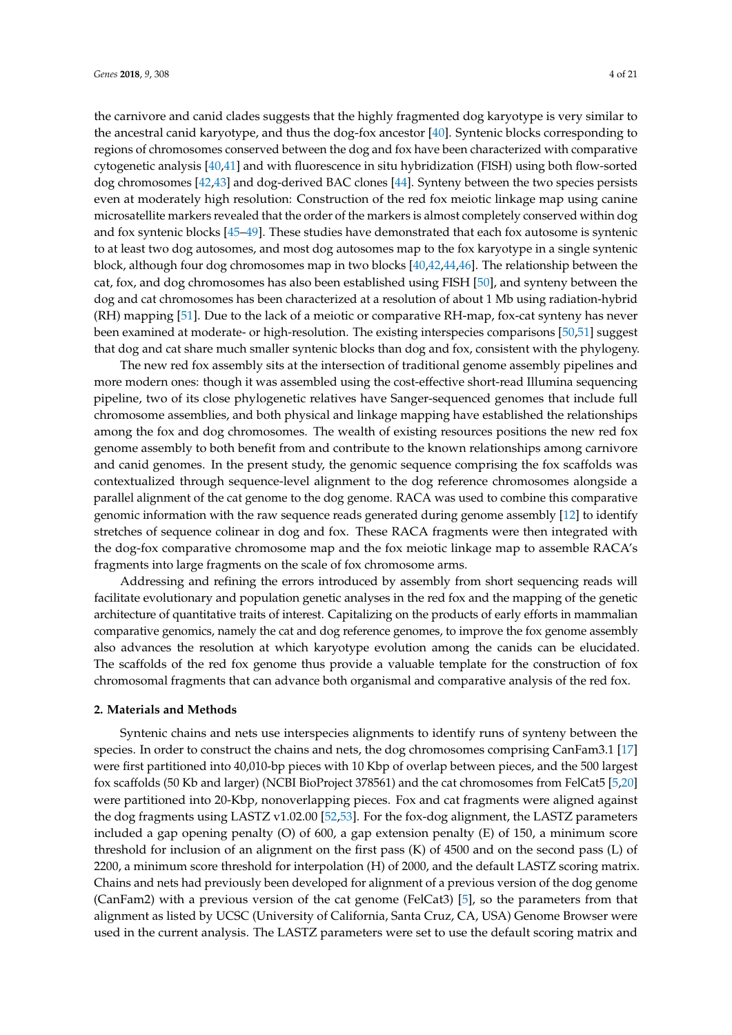the carnivore and canid clades suggests that the highly fragmented dog karyotype is very similar to the ancestral canid karyotype, and thus the dog-fox ancestor [40]. Syntenic blocks corresponding to regions of chromosomes conserved between the dog and fox have been characterized with comparative cytogenetic analysis [40,41] and with fluorescence in situ hybridization (FISH) using both flow-sorted dog chromosomes [42,43] and dog-derived BAC clones [44]. Synteny between the two species persists even at moderately high resolution: Construction of the red fox meiotic linkage map using canine microsatellite markers revealed that the order of the markers is almost completely conserved within dog and fox syntenic blocks [45–49]. These studies have demonstrated that each fox autosome is syntenic to at least two dog autosomes, and most dog autosomes map to the fox karyotype in a single syntenic block, although four dog chromosomes map in two blocks [40,42,44,46]. The relationship between the cat, fox, and dog chromosomes has also been established using FISH [50], and synteny between the dog and cat chromosomes has been characterized at a resolution of about 1 Mb using radiation-hybrid (RH) mapping [51]. Due to the lack of a meiotic or comparative RH-map, fox-cat synteny has never been examined at moderate- or high-resolution. The existing interspecies comparisons [50,51] suggest that dog and cat share much smaller syntenic blocks than dog and fox, consistent with the phylogeny.

The new red fox assembly sits at the intersection of traditional genome assembly pipelines and more modern ones: though it was assembled using the cost-effective short-read Illumina sequencing pipeline, two of its close phylogenetic relatives have Sanger-sequenced genomes that include full chromosome assemblies, and both physical and linkage mapping have established the relationships among the fox and dog chromosomes. The wealth of existing resources positions the new red fox genome assembly to both benefit from and contribute to the known relationships among carnivore and canid genomes. In the present study, the genomic sequence comprising the fox scaffolds was contextualized through sequence-level alignment to the dog reference chromosomes alongside a parallel alignment of the cat genome to the dog genome. RACA was used to combine this comparative genomic information with the raw sequence reads generated during genome assembly [12] to identify stretches of sequence colinear in dog and fox. These RACA fragments were then integrated with the dog-fox comparative chromosome map and the fox meiotic linkage map to assemble RACA's fragments into large fragments on the scale of fox chromosome arms.

Addressing and refining the errors introduced by assembly from short sequencing reads will facilitate evolutionary and population genetic analyses in the red fox and the mapping of the genetic architecture of quantitative traits of interest. Capitalizing on the products of early efforts in mammalian comparative genomics, namely the cat and dog reference genomes, to improve the fox genome assembly also advances the resolution at which karyotype evolution among the canids can be elucidated. The scaffolds of the red fox genome thus provide a valuable template for the construction of fox chromosomal fragments that can advance both organismal and comparative analysis of the red fox.

## 2. Materials and Methods

Syntenic chains and nets use interspecies alignments to identify runs of synteny between the species. In order to construct the chains and nets, the dog chromosomes comprising CanFam3.1 [17] were first partitioned into 40,010-bp pieces with 10 Kbp of overlap between pieces, and the 500 largest fox scaffolds (50 Kb and larger) (NCBI BioProject 378561) and the cat chromosomes from FelCat5 [5,20] were partitioned into 20-Kbp, nonoverlapping pieces. Fox and cat fragments were aligned against the dog fragments using LASTZ v1.02.00 [52,53]. For the fox-dog alignment, the LASTZ parameters included a gap opening penalty (O) of 600, a gap extension penalty (E) of 150, a minimum score threshold for inclusion of an alignment on the first pass (K) of 4500 and on the second pass (L) of 2200, a minimum score threshold for interpolation (H) of 2000, and the default LASTZ scoring matrix. Chains and nets had previously been developed for alignment of a previous version of the dog genome (CanFam2) with a previous version of the cat genome (FelCat3) [5], so the parameters from that alignment as listed by UCSC (University of California, Santa Cruz, CA, USA) Genome Browser were used in the current analysis. The LASTZ parameters were set to use the default scoring matrix and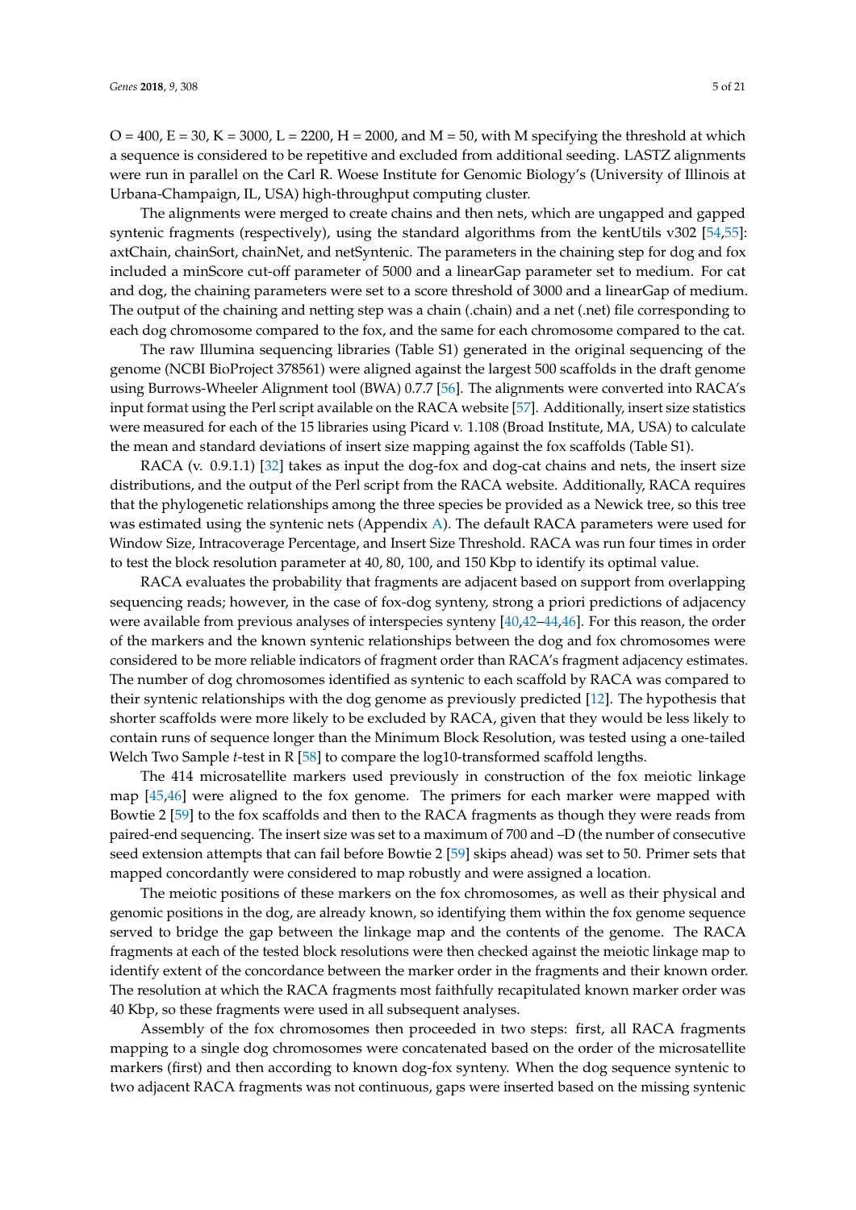O = 400, E = 30, K = 3000, L = 2200, H = 2000, and M = 50, with M specifying the threshold at which a sequence is considered to be repetitive and excluded from additional seeding. LASTZ alignments were run in parallel on the Carl R. Woese Institute for Genomic Biology's (University of Illinois at Urbana-Champaign, IL, USA) high-throughput computing cluster.

The alignments were merged to create chains and then nets, which are ungapped and gapped syntenic fragments (respectively), using the standard algorithms from the kentUtils v302 [54,55]: axtChain, chainSort, chainNet, and netSyntenic. The parameters in the chaining step for dog and fox included a minScore cut-off parameter of 5000 and a linearGap parameter set to medium. For cat and dog, the chaining parameters were set to a score threshold of 3000 and a linearGap of medium. The output of the chaining and netting step was a chain (.chain) and a net (.net) file corresponding to each dog chromosome compared to the fox, and the same for each chromosome compared to the cat.

The raw Illumina sequencing libraries (Table S1) generated in the original sequencing of the genome (NCBI BioProject 378561) were aligned against the largest 500 scaffolds in the draft genome using Burrows-Wheeler Alignment tool (BWA) 0.7.7 [56]. The alignments were converted into RACA's input format using the Perl script available on the RACA website [57]. Additionally, insert size statistics were measured for each of the 15 libraries using Picard v. 1.108 (Broad Institute, MA, USA) to calculate the mean and standard deviations of insert size mapping against the fox scaffolds (Table S1).

RACA (v. 0.9.1.1) [32] takes as input the dog-fox and dog-cat chains and nets, the insert size distributions, and the output of the Perl script from the RACA website. Additionally, RACA requires that the phylogenetic relationships among the three species be provided as a Newick tree, so this tree was estimated using the syntenic nets (Appendix A). The default RACA parameters were used for Window Size, Intracoverage Percentage, and Insert Size Threshold. RACA was run four times in order to test the block resolution parameter at 40, 80, 100, and 150 Kbp to identify its optimal value.

RACA evaluates the probability that fragments are adjacent based on support from overlapping sequencing reads; however, in the case of fox-dog synteny, strong a priori predictions of adjacency were available from previous analyses of interspecies synteny [40,42–44,46]. For this reason, the order of the markers and the known syntenic relationships between the dog and fox chromosomes were considered to be more reliable indicators of fragment order than RACA's fragment adjacency estimates. The number of dog chromosomes identified as syntenic to each scaffold by RACA was compared to their syntenic relationships with the dog genome as previously predicted [12]. The hypothesis that shorter scaffolds were more likely to be excluded by RACA, given that they would be less likely to contain runs of sequence longer than the Minimum Block Resolution, was tested using a one-tailed Welch Two Sample *t*-test in R [58] to compare the log10-transformed scaffold lengths.

The 414 microsatellite markers used previously in construction of the fox meiotic linkage map [45,46] were aligned to the fox genome. The primers for each marker were mapped with Bowtie 2 [59] to the fox scaffolds and then to the RACA fragments as though they were reads from paired-end sequencing. The insert size was set to a maximum of 700 and –D (the number of consecutive seed extension attempts that can fail before Bowtie 2 [59] skips ahead) was set to 50. Primer sets that mapped concordantly were considered to map robustly and were assigned a location.

The meiotic positions of these markers on the fox chromosomes, as well as their physical and genomic positions in the dog, are already known, so identifying them within the fox genome sequence served to bridge the gap between the linkage map and the contents of the genome. The RACA fragments at each of the tested block resolutions were then checked against the meiotic linkage map to identify extent of the concordance between the marker order in the fragments and their known order. The resolution at which the RACA fragments most faithfully recapitulated known marker order was 40 Kbp, so these fragments were used in all subsequent analyses.

Assembly of the fox chromosomes then proceeded in two steps: first, all RACA fragments mapping to a single dog chromosomes were concatenated based on the order of the microsatellite markers (first) and then according to known dog-fox synteny. When the dog sequence syntenic to two adjacent RACA fragments was not continuous, gaps were inserted based on the missing syntenic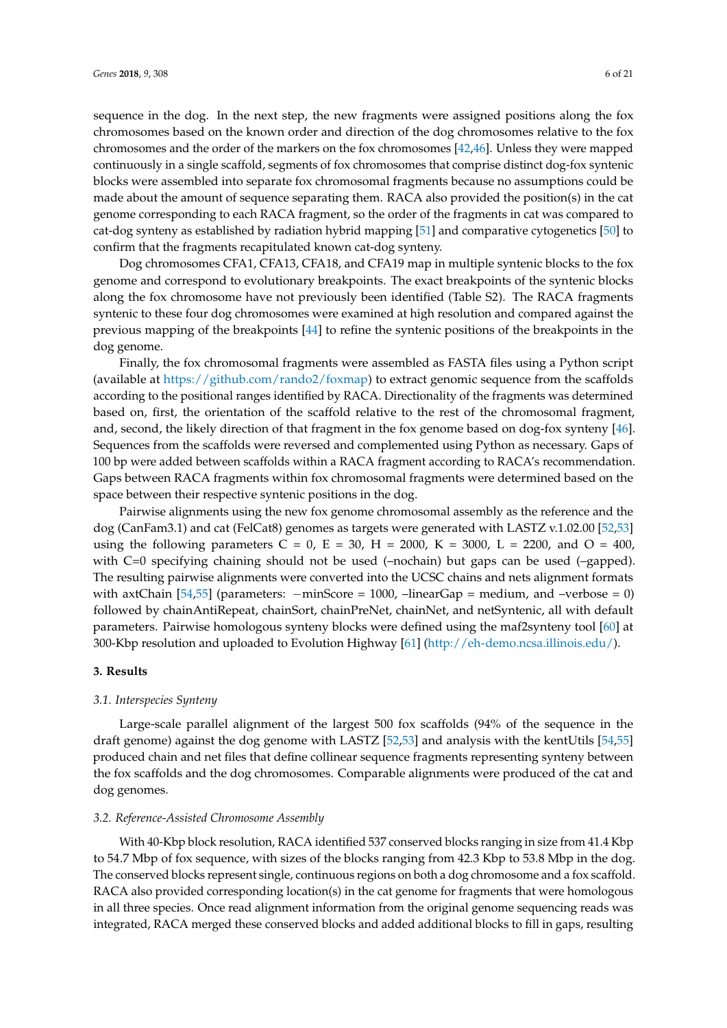sequence in the dog. In the next step, the new fragments were assigned positions along the fox chromosomes based on the known order and direction of the dog chromosomes relative to the fox chromosomes and the order of the markers on the fox chromosomes [42,46]. Unless they were mapped continuously in a single scaffold, segments of fox chromosomes that comprise distinct dog-fox syntenic blocks were assembled into separate fox chromosomal fragments because no assumptions could be made about the amount of sequence separating them. RACA also provided the position(s) in the cat genome corresponding to each RACA fragment, so the order of the fragments in cat was compared to cat-dog synteny as established by radiation hybrid mapping [51] and comparative cytogenetics [50] to confirm that the fragments recapitulated known cat-dog synteny.

Dog chromosomes CFA1, CFA13, CFA18, and CFA19 map in multiple syntenic blocks to the fox genome and correspond to evolutionary breakpoints. The exact breakpoints of the syntenic blocks along the fox chromosome have not previously been identified (Table S2). The RACA fragments syntenic to these four dog chromosomes were examined at high resolution and compared against the previous mapping of the breakpoints [44] to refine the syntenic positions of the breakpoints in the dog genome.

Finally, the fox chromosomal fragments were assembled as FASTA files using a Python script (available at https://github.com/rando2/foxmap) to extract genomic sequence from the scaffolds according to the positional ranges identified by RACA. Directionality of the fragments was determined based on, first, the orientation of the scaffold relative to the rest of the chromosomal fragment, and, second, the likely direction of that fragment in the fox genome based on dog-fox synteny [46]. Sequences from the scaffolds were reversed and complemented using Python as necessary. Gaps of 100 bp were added between scaffolds within a RACA fragment according to RACA's recommendation. Gaps between RACA fragments within fox chromosomal fragments were determined based on the space between their respective syntenic positions in the dog.

Pairwise alignments using the new fox genome chromosomal assembly as the reference and the dog (CanFam3.1) and cat (FelCat8) genomes as targets were generated with LASTZ v.1.02.00 [52,53] using the following parameters C = 0, E = 30, H = 2000, K = 3000, L = 2200, and O = 400, with C=0 specifying chaining should not be used (–nochain) but gaps can be used (–gapped). The resulting pairwise alignments were converted into the UCSC chains and nets alignment formats with axtChain [54,55] (parameters: −minScore = 1000, –linearGap = medium, and –verbose = 0) followed by chainAntiRepeat, chainSort, chainPreNet, chainNet, and netSyntenic, all with default parameters. Pairwise homologous synteny blocks were defined using the maf2synteny tool [60] at 300-Kbp resolution and uploaded to Evolution Highway [61] (http://eh-demo.ncsa.illinois.edu/).

## 3. Results

### 3.1. Interspecies Synteny

Large-scale parallel alignment of the largest 500 fox scaffolds (94% of the sequence in the draft genome) against the dog genome with LASTZ [52,53] and analysis with the kentUtils [54,55] produced chain and net files that define collinear sequence fragments representing synteny between the fox scaffolds and the dog chromosomes. Comparable alignments were produced of the cat and dog genomes.

### 3.2. Reference-Assisted Chromosome Assembly

With 40-Kbp block resolution, RACA identified 537 conserved blocks ranging in size from 41.4 Kbp to 54.7 Mbp of fox sequence, with sizes of the blocks ranging from 42.3 Kbp to 53.8 Mbp in the dog. The conserved blocks represent single, continuous regions on both a dog chromosome and a fox scaffold. RACA also provided corresponding location(s) in the cat genome for fragments that were homologous in all three species. Once read alignment information from the original genome sequencing reads was integrated, RACA merged these conserved blocks and added additional blocks to fill in gaps, resulting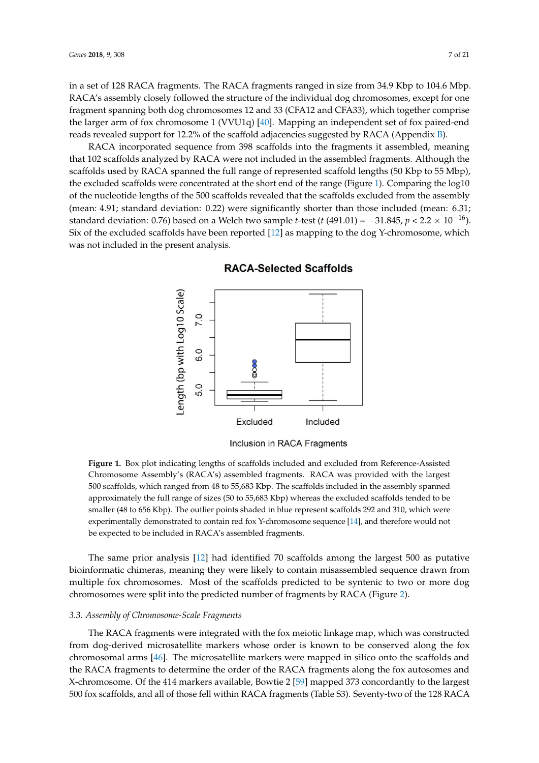in a set of 128 RACA fragments. The RACA fragments ranged in size from 34.9 Kbp to 104.6 Mbp. RACA's assembly closely followed the structure of the individual dog chromosomes, except for one fragment spanning both dog chromosomes 12 and 33 (CFA12 and CFA33), which together comprise the larger arm of fox chromosome 1 (VVU1q) [40]. Mapping an independent set of fox paired-end reads revealed support for 12.2% of the scaffold adjacencies suggested by RACA (Appendix B).

RACA incorporated sequence from 398 scaffolds into the fragments it assembled, meaning that 102 scaffolds analyzed by RACA were not included in the assembled fragments. Although the scaffolds used by RACA spanned the full range of represented scaffold lengths (50 Kbp to 55 Mbp), the excluded scaffolds were concentrated at the short end of the range (Figure 1). Comparing the log10 of the nucleotide lengths of the 500 scaffolds revealed that the scaffolds excluded from the assembly (mean: 4.91; standard deviation: 0.22) were significantly shorter than those included (mean: 6.31; standard deviation: 0.76) based on a Welch two sample *t*-test ($t$ (491.01) = −31.845, $p < 2.2 \times 10^{-16}$). Six of the excluded scaffolds have been reported [12] as mapping to the dog Y-chromosome, which was not included in the present analysis.

**Figure 1.** Box plot indicating lengths of scaffolds included and excluded from Reference-Assisted Chromosome Assembly's (RACA's) assembled fragments. RACA was provided with the largest 500 scaffolds, which ranged from 48 to 55,683 Kbp. The scaffolds included in the assembly spanned approximately the full range of sizes (50 to 55,683 Kbp) whereas the excluded scaffolds tended to be smaller (48 to 656 Kbp). The outlier points shaded in blue represent scaffolds 292 and 310, which were experimentally demonstrated to contain red fox Y-chromosome sequence [14], and therefore would not be expected to be included in RACA's assembled fragments.

The same prior analysis [12] had identified 70 scaffolds among the largest 500 as putative bioinformatic chimeras, meaning they were likely to contain misassembled sequence drawn from multiple fox chromosomes. Most of the scaffolds predicted to be syntenic to two or more dog chromosomes were split into the predicted number of fragments by RACA (Figure 2).

### *3.3. Assembly of Chromosome-Scale Fragments*

The RACA fragments were integrated with the fox meiotic linkage map, which was constructed from dog-derived microsatellite markers whose order is known to be conserved along the fox chromosomal arms [46]. The microsatellite markers were mapped in silico onto the scaffolds and the RACA fragments to determine the order of the RACA fragments along the fox autosomes and X-chromosome. Of the 414 markers available, Bowtie 2 [59] mapped 373 concordantly to the largest 500 fox scaffolds, and all of those fell within RACA fragments (Table S3). Seventy-two of the 128 RACA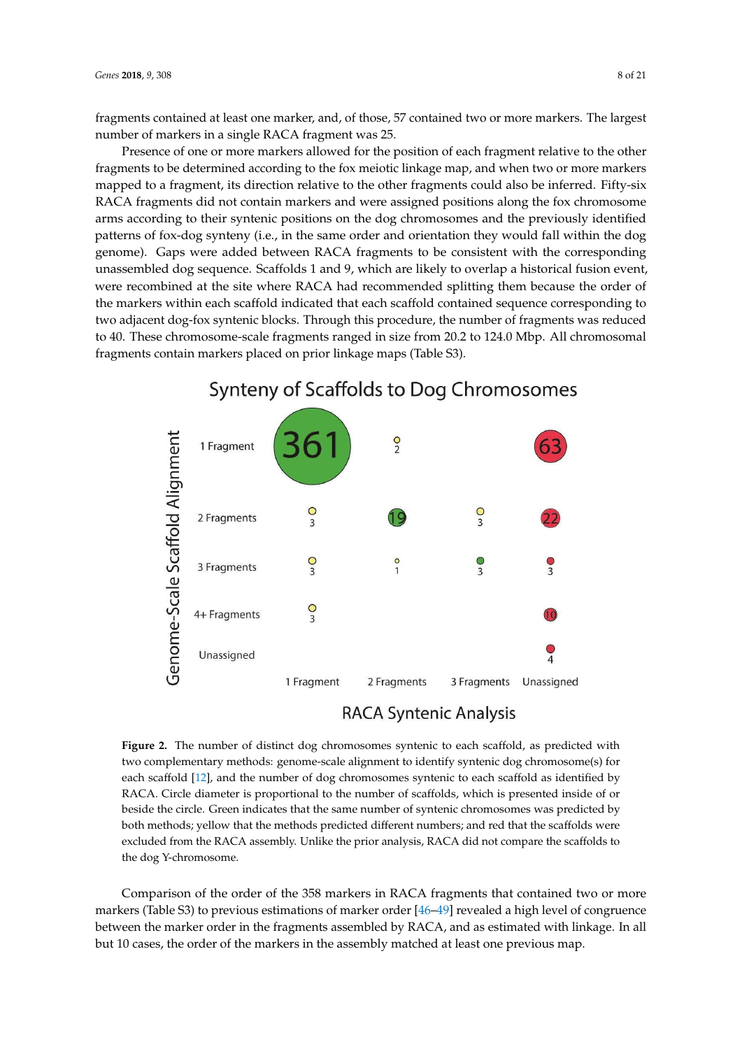fragments contained at least one marker, and, of those, 57 contained two or more markers. The largest number of markers in a single RACA fragment was 25.

Presence of one or more markers allowed for the position of each fragment relative to the other fragments to be determined according to the fox meiotic linkage map, and when two or more markers mapped to a fragment, its direction relative to the other fragments could also be inferred. Fifty-six RACA fragments did not contain markers and were assigned positions along the fox chromosome arms according to their syntenic positions on the dog chromosomes and the previously identified patterns of fox-dog synteny (i.e., in the same order and orientation they would fall within the dog genome). Gaps were added between RACA fragments to be consistent with the corresponding unassembled dog sequence. Scaffolds 1 and 9, which are likely to overlap a historical fusion event, were recombined at the site where RACA had recommended splitting them because the order of the markers within each scaffold indicated that each scaffold contained sequence corresponding to two adjacent dog-fox syntenic blocks. Through this procedure, the number of fragments was reduced to 40. These chromosome-scale fragments ranged in size from 20.2 to 124.0 Mbp. All chromosomal fragments contain markers placed on prior linkage maps (Table S3).

**Figure 2.** The number of distinct dog chromosomes syntenic to each scaffold, as predicted with two complementary methods: genome-scale alignment to identify syntenic dog chromosome(s) for each scaffold [12], and the number of dog chromosomes syntenic to each scaffold as identified by RACA. Circle diameter is proportional to the number of scaffolds, which is presented inside of or beside the circle. Green indicates that the same number of syntenic chromosomes was predicted by both methods; yellow that the methods predicted different numbers; and red that the scaffolds were excluded from the RACA assembly. Unlike the prior analysis, RACA did not compare the scaffolds to the dog Y-chromosome.

Comparison of the order of the 358 markers in RACA fragments that contained two or more markers (Table S3) to previous estimations of marker order [46–49] revealed a high level of congruence between the marker order in the fragments assembled by RACA, and as estimated with linkage. In all but 10 cases, the order of the markers in the assembly matched at least one previous map.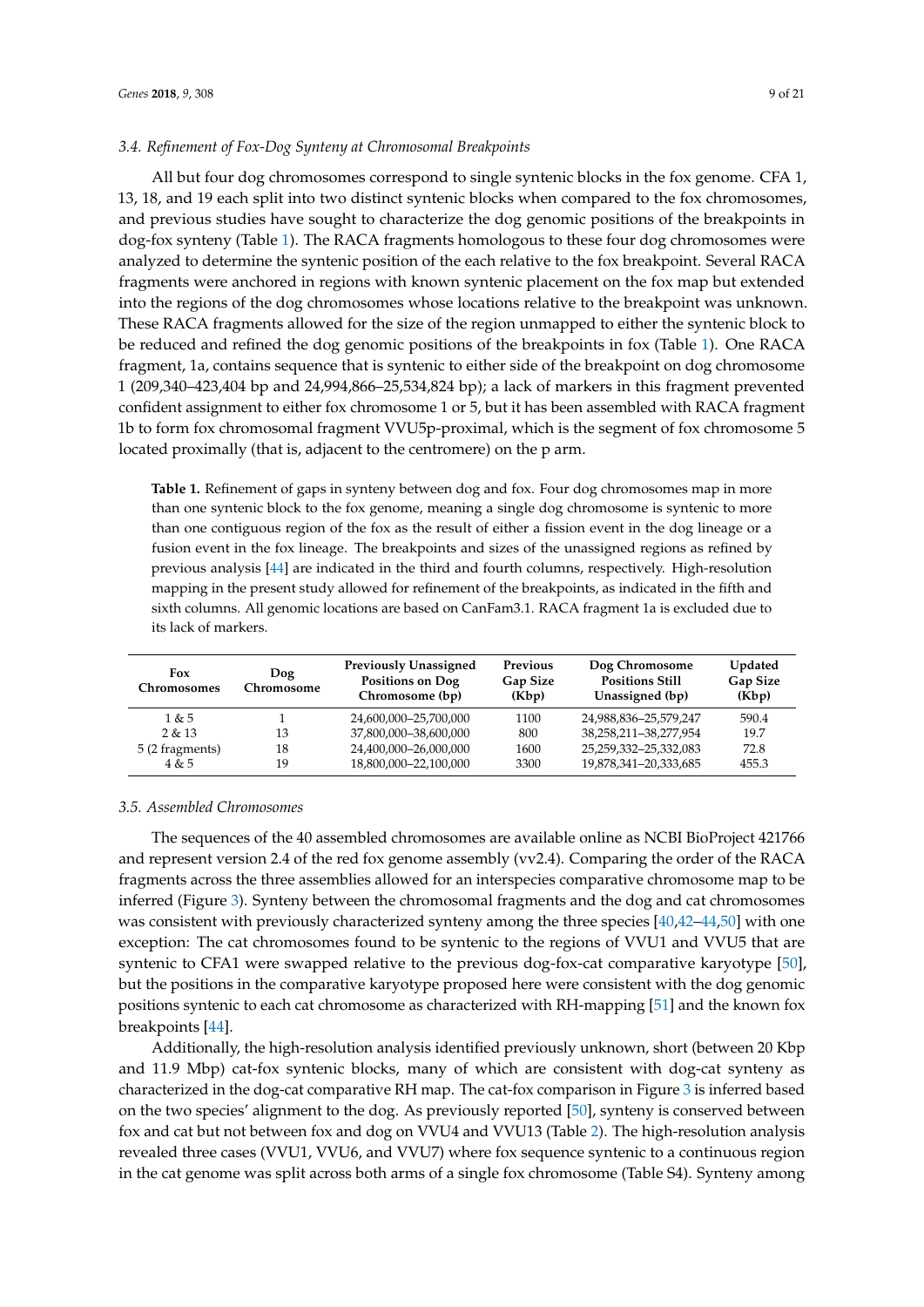### 3.4. Refinement of Fox-Dog Synteny at Chromosomal Breakpoints

All but four dog chromosomes correspond to single syntenic blocks in the fox genome. CFA 1, 13, 18, and 19 each split into two distinct syntenic blocks when compared to the fox chromosomes, and previous studies have sought to characterize the dog genomic positions of the breakpoints in dog-fox synteny (Table 1). The RACA fragments homologous to these four dog chromosomes were analyzed to determine the syntenic position of the each relative to the fox breakpoint. Several RACA fragments were anchored in regions with known syntenic placement on the fox map but extended into the regions of the dog chromosomes whose locations relative to the breakpoint was unknown. These RACA fragments allowed for the size of the region unmapped to either the syntenic block to be reduced and refined the dog genomic positions of the breakpoints in fox (Table 1). One RACA fragment, 1a, contains sequence that is syntenic to either side of the breakpoint on dog chromosome 1 (209,340–423,404 bp and 24,994,866–25,534,824 bp); a lack of markers in this fragment prevented confident assignment to either fox chromosome 1 or 5, but it has been assembled with RACA fragment 1b to form fox chromosomal fragment VVU5p-proximal, which is the segment of fox chromosome 5 located proximally (that is, adjacent to the centromere) on the p arm.

**Table 1.** Refinement of gaps in synteny between dog and fox. Four dog chromosomes map in more than one syntenic block to the fox genome, meaning a single dog chromosome is syntenic to more than one contiguous region of the fox as the result of either a fission event in the dog lineage or a fusion event in the fox lineage. The breakpoints and sizes of the unassigned regions as refined by previous analysis [44] are indicated in the third and fourth columns, respectively. High-resolution mapping in the present study allowed for refinement of the breakpoints, as indicated in the fifth and sixth columns. All genomic locations are based on CanFam3.1. RACA fragment 1a is excluded due to its lack of markers.

| Fox Chromosomes | Dog Chromosome | Previously Unassigned Positions on Dog Chromosome (bp) | Previous Gap Size (Kbp) | Dog Chromosome Positions Still Unassigned (bp) | Updated Gap Size (Kbp) |
|---|---|---|---|---|---|
| 1 & 5 | 1 | 24,600,000–25,700,000 | 1100 | 24,988,836–25,579,247 | 590.4 |
| 2 & 13 | 13 | 37,800,000–38,600,000 | 800 | 38,258,211–38,277,954 | 19.7 |
| 5 (2 fragments) | 18 | 24,400,000–26,000,000 | 1600 | 25,259,332–25,332,083 | 72.8 |
| 4 & 5 | 19 | 18,800,000–22,100,000 | 3300 | 19,878,341–20,333,685 | 455.3 |

### 3.5. Assembled Chromosomes

The sequences of the 40 assembled chromosomes are available online as NCBI BioProject 421766 and represent version 2.4 of the red fox genome assembly (vv2.4). Comparing the order of the RACA fragments across the three assemblies allowed for an interspecies comparative chromosome map to be inferred (Figure 3). Synteny between the chromosomal fragments and the dog and cat chromosomes was consistent with previously characterized synteny among the three species [40,42–44,50] with one exception: The cat chromosomes found to be syntenic to the regions of VVU1 and VVU5 that are syntenic to CFA1 were swapped relative to the previous dog-fox-cat comparative karyotype [50], but the positions in the comparative karyotype proposed here were consistent with the dog genomic positions syntenic to each cat chromosome as characterized with RH-mapping [51] and the known fox breakpoints [44].

Additionally, the high-resolution analysis identified previously unknown, short (between 20 Kbp and 11.9 Mbp) cat-fox syntenic blocks, many of which are consistent with dog-cat synteny as characterized in the dog-cat comparative RH map. The cat-fox comparison in Figure 3 is inferred based on the two species' alignment to the dog. As previously reported [50], synteny is conserved between fox and cat but not between fox and dog on VVU4 and VVU13 (Table 2). The high-resolution analysis revealed three cases (VVU1, VVU6, and VVU7) where fox sequence syntenic to a continuous region in the cat genome was split across both arms of a single fox chromosome (Table S4). Synteny among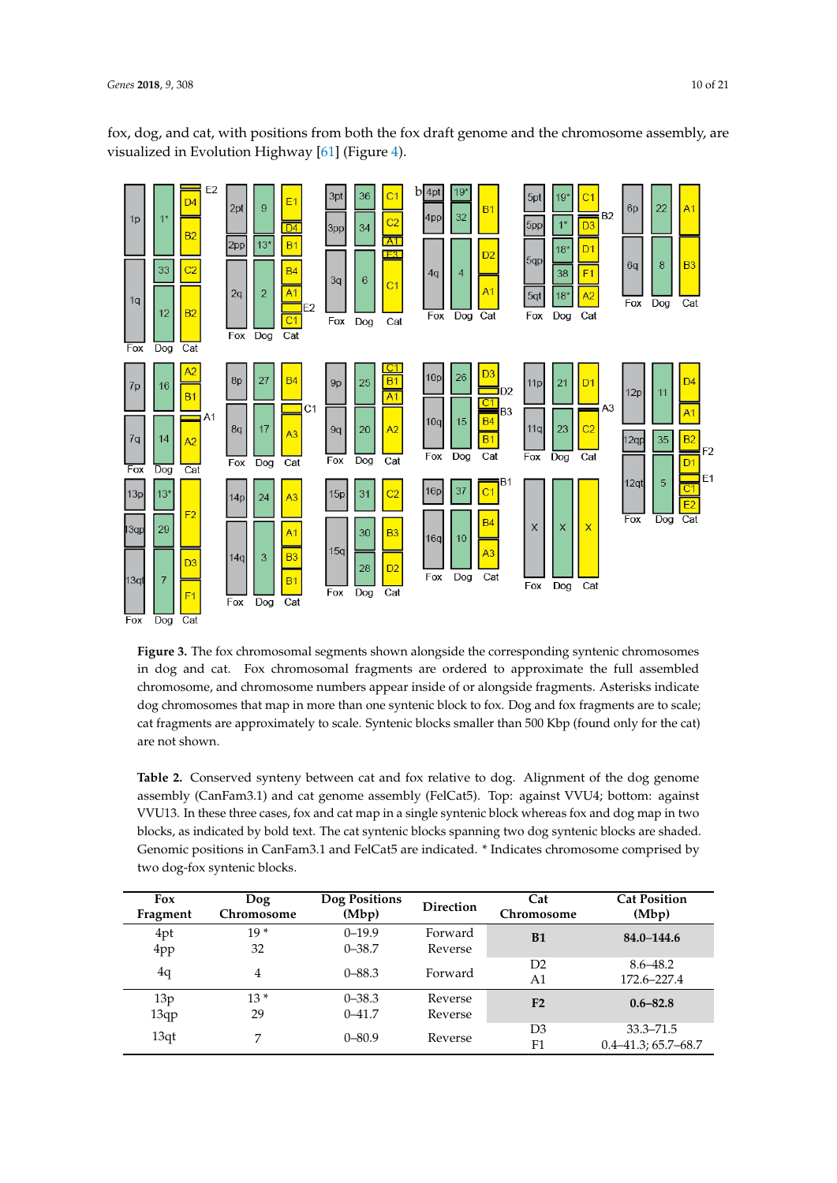fox, dog, and cat, with positions from both the fox draft genome and the chromosome assembly, are visualized in Evolution Highway [61] (Figure 4).

**Figure 3.** The fox chromosomal segments shown alongside the corresponding syntenic chromosomes in dog and cat. Fox chromosomal fragments are ordered to approximate the full assembled chromosome, and chromosome numbers appear inside of or alongside fragments. Asterisks indicate dog chromosomes that map in more than one syntenic block to fox. Dog and fox fragments are to scale; cat fragments are approximately to scale. Syntenic blocks smaller than 500 Kbp (found only for the cat) are not shown.

**Table 2.** Conserved synteny between cat and fox relative to dog. Alignment of the dog genome assembly (CanFam3.1) and cat genome assembly (FelCat5). Top: against VVU4; bottom: against VVU13. In these three cases, fox and cat map in a single syntenic block whereas fox and dog map in two blocks, as indicated by bold text. The cat syntenic blocks spanning two dog syntenic blocks are shaded. Genomic positions in CanFam3.1 and FelCat5 are indicated. * Indicates chromosome comprised by two dog-fox syntenic blocks.

| Fox Fragment | Dog Chromosome | Dog Positions (Mbp) | Direction | Cat Chromosome | Cat Position (Mbp) |
|---|---|---|---|---|---|
| 4pt | 19 * | 0–19.9 | Forward | **B1** | **84.0–144.6** |
| 4pp | 32 | 0–38.7 | Reverse | | |
| 4q | 4 | 0–88.3 | Forward | D2 | 8.6–48.2 |
| | | | | A1 | 172.6–227.4 |
| 13p | 13 * | 0–38.3 | Reverse | **F2** | **0.6–82.8** |
| 13qp | 29 | 0–41.7 | Reverse | | |
| 13qt | 7 | 0–80.9 | Reverse | D3 | 33.3–71.5 |
| | | | | F1 | 0.4–41.3; 65.7–68.7 |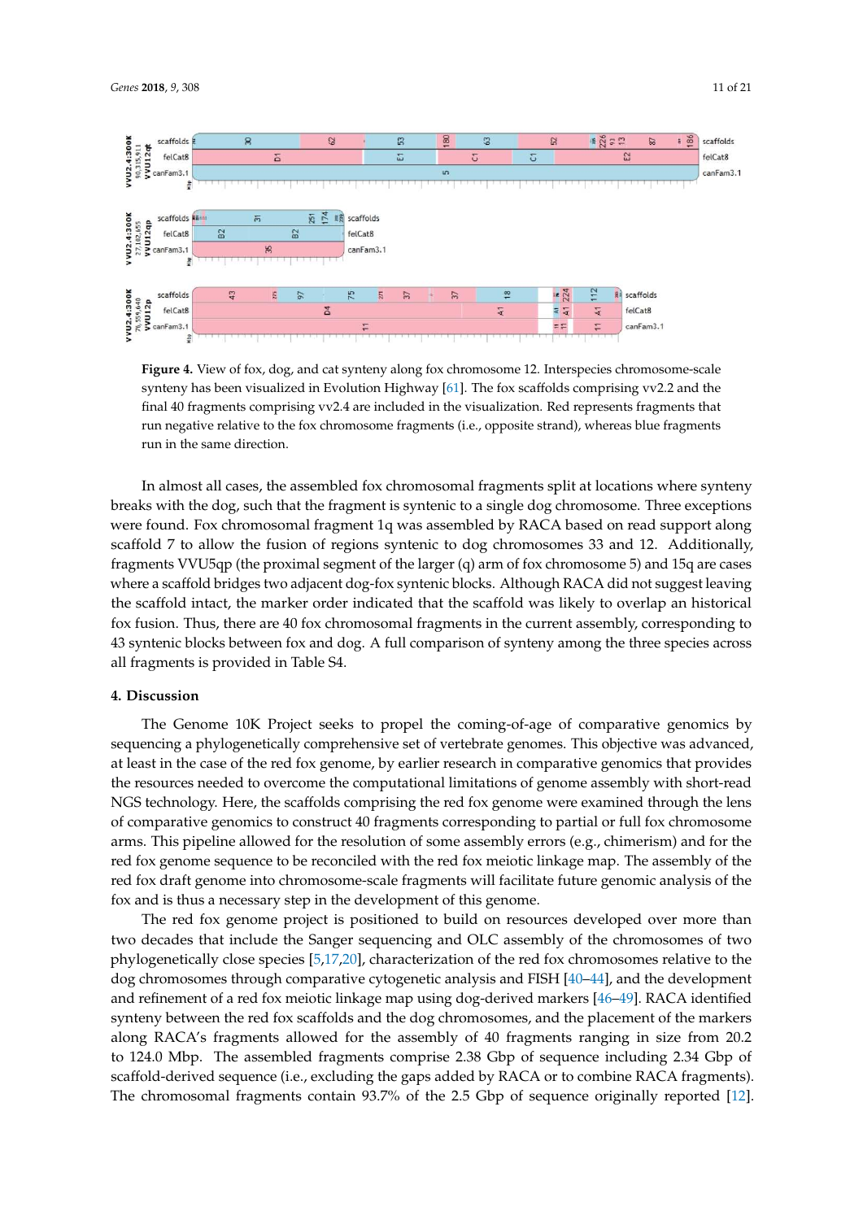**Figure 4.** View of fox, dog, and cat synteny along fox chromosome 12. Interspecies chromosome-scale synteny has been visualized in Evolution Highway [61]. The fox scaffolds comprising vv2.2 and the final 40 fragments comprising vv2.4 are included in the visualization. Red represents fragments that run negative relative to the fox chromosome fragments (i.e., opposite strand), whereas blue fragments run in the same direction.

In almost all cases, the assembled fox chromosomal fragments split at locations where synteny breaks with the dog, such that the fragment is syntenic to a single dog chromosome. Three exceptions were found. Fox chromosomal fragment 1q was assembled by RACA based on read support along scaffold 7 to allow the fusion of regions syntenic to dog chromosomes 33 and 12. Additionally, fragments VVU5qp (the proximal segment of the larger (q) arm of fox chromosome 5) and 15q are cases where a scaffold bridges two adjacent dog-fox syntenic blocks. Although RACA did not suggest leaving the scaffold intact, the marker order indicated that the scaffold was likely to overlap an historical fox fusion. Thus, there are 40 fox chromosomal fragments in the current assembly, corresponding to 43 syntenic blocks between fox and dog. A full comparison of synteny among the three species across all fragments is provided in Table S4.

## 4. Discussion

The Genome 10K Project seeks to propel the coming-of-age of comparative genomics by sequencing a phylogenetically comprehensive set of vertebrate genomes. This objective was advanced, at least in the case of the red fox genome, by earlier research in comparative genomics that provides the resources needed to overcome the computational limitations of genome assembly with short-read NGS technology. Here, the scaffolds comprising the red fox genome were examined through the lens of comparative genomics to construct 40 fragments corresponding to partial or full fox chromosome arms. This pipeline allowed for the resolution of some assembly errors (e.g., chimerism) and for the red fox genome sequence to be reconciled with the red fox meiotic linkage map. The assembly of the red fox draft genome into chromosome-scale fragments will facilitate future genomic analysis of the fox and is thus a necessary step in the development of this genome.

The red fox genome project is positioned to build on resources developed over more than two decades that include the Sanger sequencing and OLC assembly of the chromosomes of two phylogenetically close species [5,17,20], characterization of the red fox chromosomes relative to the dog chromosomes through comparative cytogenetic analysis and FISH [40–44], and the development and refinement of a red fox meiotic linkage map using dog-derived markers [46–49]. RACA identified synteny between the red fox scaffolds and the dog chromosomes, and the placement of the markers along RACA's fragments allowed for the assembly of 40 fragments ranging in size from 20.2 to 124.0 Mbp. The assembled fragments comprise 2.38 Gbp of sequence including 2.34 Gbp of scaffold-derived sequence (i.e., excluding the gaps added by RACA or to combine RACA fragments). The chromosomal fragments contain 93.7% of the 2.5 Gbp of sequence originally reported [12].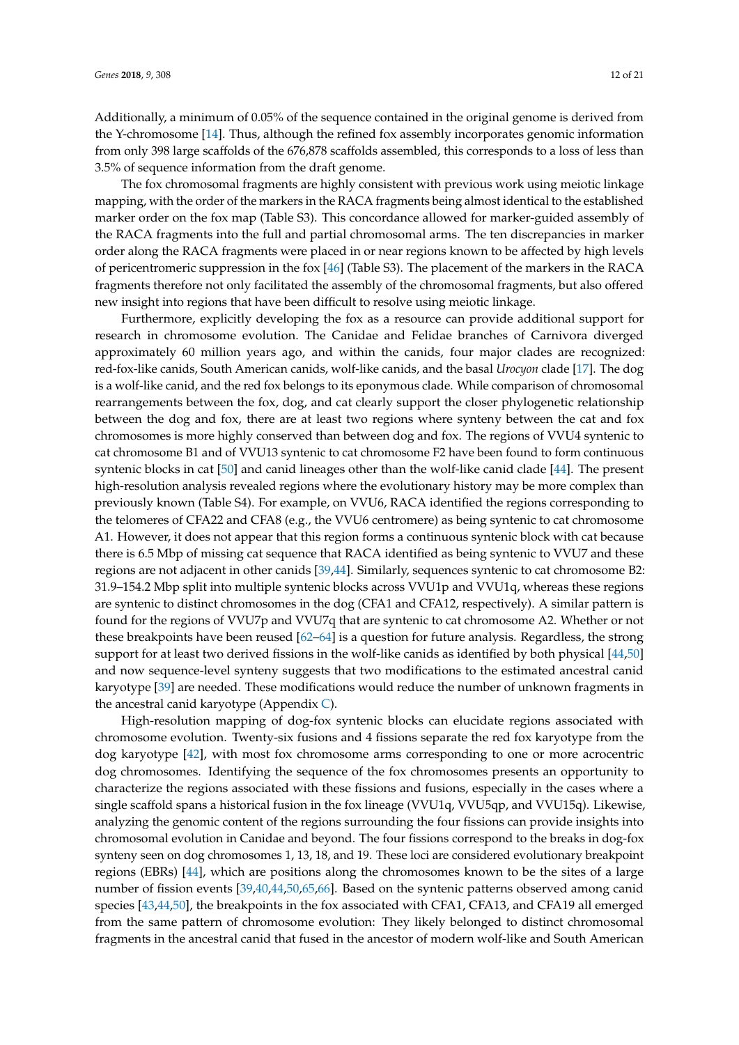Additionally, a minimum of 0.05% of the sequence contained in the original genome is derived from the Y-chromosome [14]. Thus, although the refined fox assembly incorporates genomic information from only 398 large scaffolds of the 676,878 scaffolds assembled, this corresponds to a loss of less than 3.5% of sequence information from the draft genome.

The fox chromosomal fragments are highly consistent with previous work using meiotic linkage mapping, with the order of the markers in the RACA fragments being almost identical to the established marker order on the fox map (Table S3). This concordance allowed for marker-guided assembly of the RACA fragments into the full and partial chromosomal arms. The ten discrepancies in marker order along the RACA fragments were placed in or near regions known to be affected by high levels of pericentromeric suppression in the fox [46] (Table S3). The placement of the markers in the RACA fragments therefore not only facilitated the assembly of the chromosomal fragments, but also offered new insight into regions that have been difficult to resolve using meiotic linkage.

Furthermore, explicitly developing the fox as a resource can provide additional support for research in chromosome evolution. The Canidae and Felidae branches of Carnivora diverged approximately 60 million years ago, and within the canids, four major clades are recognized: red-fox-like canids, South American canids, wolf-like canids, and the basal *Urocyon* clade [17]. The dog is a wolf-like canid, and the red fox belongs to its eponymous clade. While comparison of chromosomal rearrangements between the fox, dog, and cat clearly support the closer phylogenetic relationship between the dog and fox, there are at least two regions where synteny between the cat and fox chromosomes is more highly conserved than between dog and fox. The regions of VVU4 syntenic to cat chromosome B1 and of VVU13 syntenic to cat chromosome F2 have been found to form continuous syntenic blocks in cat [50] and canid lineages other than the wolf-like canid clade [44]. The present high-resolution analysis revealed regions where the evolutionary history may be more complex than previously known (Table S4). For example, on VVU6, RACA identified the regions corresponding to the telomeres of CFA22 and CFA8 (e.g., the VVU6 centromere) as being syntenic to cat chromosome A1. However, it does not appear that this region forms a continuous syntenic block with cat because there is 6.5 Mbp of missing cat sequence that RACA identified as being syntenic to VVU7 and these regions are not adjacent in other canids [39,44]. Similarly, sequences syntenic to cat chromosome B2: 31.9–154.2 Mbp split into multiple syntenic blocks across VVU1p and VVU1q, whereas these regions are syntenic to distinct chromosomes in the dog (CFA1 and CFA12, respectively). A similar pattern is found for the regions of VVU7p and VVU7q that are syntenic to cat chromosome A2. Whether or not these breakpoints have been reused [62–64] is a question for future analysis. Regardless, the strong support for at least two derived fissions in the wolf-like canids as identified by both physical [44,50] and now sequence-level synteny suggests that two modifications to the estimated ancestral canid karyotype [39] are needed. These modifications would reduce the number of unknown fragments in the ancestral canid karyotype (Appendix C).

High-resolution mapping of dog-fox syntenic blocks can elucidate regions associated with chromosome evolution. Twenty-six fusions and 4 fissions separate the red fox karyotype from the dog karyotype [42], with most fox chromosome arms corresponding to one or more acrocentric dog chromosomes. Identifying the sequence of the fox chromosomes presents an opportunity to characterize the regions associated with these fissions and fusions, especially in the cases where a single scaffold spans a historical fusion in the fox lineage (VVU1q, VVU5qp, and VVU15q). Likewise, analyzing the genomic content of the regions surrounding the four fissions can provide insights into chromosomal evolution in Canidae and beyond. The four fissions correspond to the breaks in dog-fox synteny seen on dog chromosomes 1, 13, 18, and 19. These loci are considered evolutionary breakpoint regions (EBRs) [44], which are positions along the chromosomes known to be the sites of a large number of fission events [39,40,44,50,65,66]. Based on the syntenic patterns observed among canid species [43,44,50], the breakpoints in the fox associated with CFA1, CFA13, and CFA19 all emerged from the same pattern of chromosome evolution: They likely belonged to distinct chromosomal fragments in the ancestral canid that fused in the ancestor of modern wolf-like and South American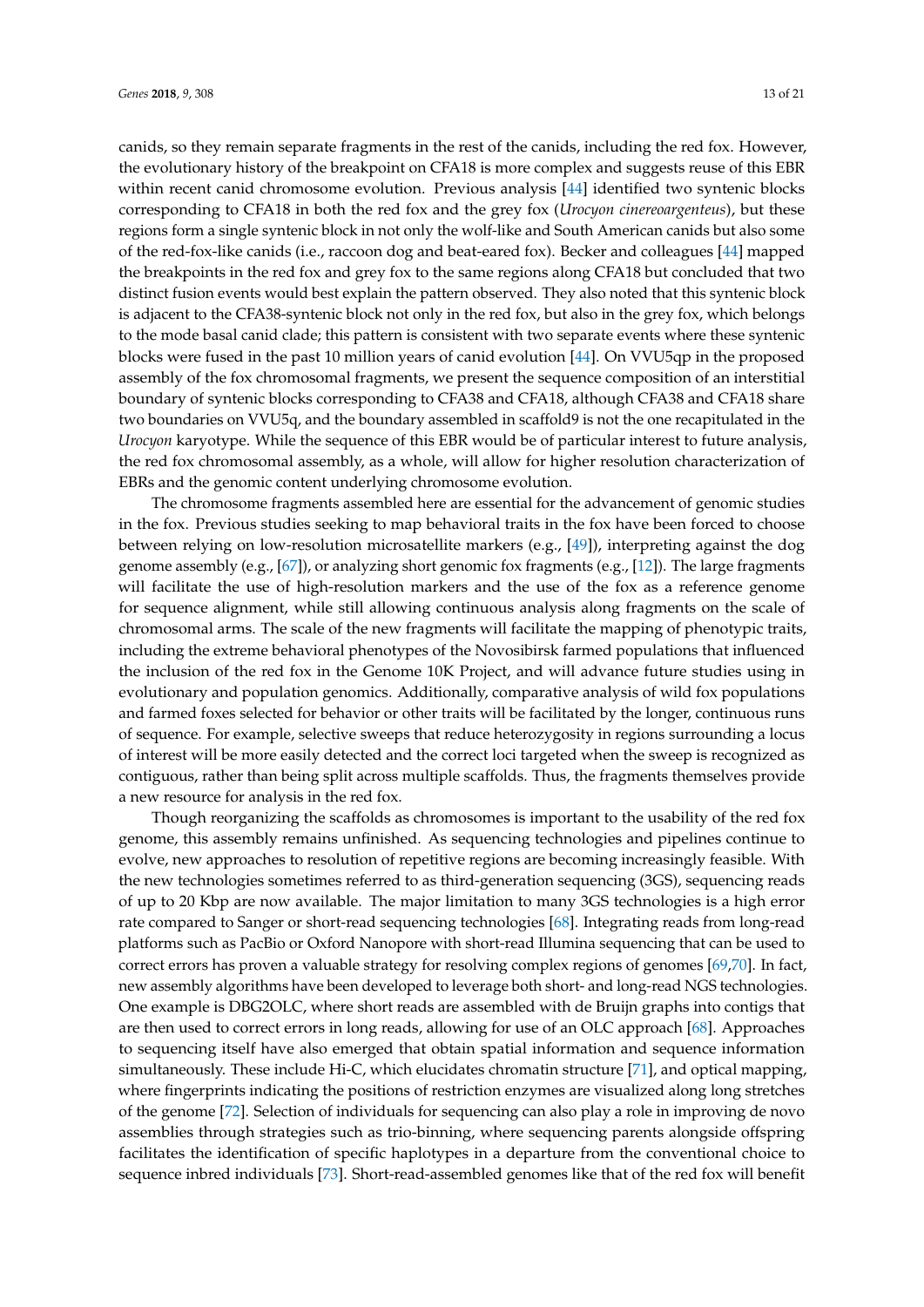canids, so they remain separate fragments in the rest of the canids, including the red fox. However, the evolutionary history of the breakpoint on CFA18 is more complex and suggests reuse of this EBR within recent canid chromosome evolution. Previous analysis [44] identified two syntenic blocks corresponding to CFA18 in both the red fox and the grey fox (*Urocyon cinereoargenteus*), but these regions form a single syntenic block in not only the wolf-like and South American canids but also some of the red-fox-like canids (i.e., raccoon dog and beat-eared fox). Becker and colleagues [44] mapped the breakpoints in the red fox and grey fox to the same regions along CFA18 but concluded that two distinct fusion events would best explain the pattern observed. They also noted that this syntenic block is adjacent to the CFA38-syntenic block not only in the red fox, but also in the grey fox, which belongs to the mode basal canid clade; this pattern is consistent with two separate events where these syntenic blocks were fused in the past 10 million years of canid evolution [44]. On VVU5qp in the proposed assembly of the fox chromosomal fragments, we present the sequence composition of an interstitial boundary of syntenic blocks corresponding to CFA38 and CFA18, although CFA38 and CFA18 share two boundaries on VVU5q, and the boundary assembled in scaffold9 is not the one recapitulated in the *Urocyon* karyotype. While the sequence of this EBR would be of particular interest to future analysis, the red fox chromosomal assembly, as a whole, will allow for higher resolution characterization of EBRs and the genomic content underlying chromosome evolution.

The chromosome fragments assembled here are essential for the advancement of genomic studies in the fox. Previous studies seeking to map behavioral traits in the fox have been forced to choose between relying on low-resolution microsatellite markers (e.g., [49]), interpreting against the dog genome assembly (e.g., [67]), or analyzing short genomic fox fragments (e.g., [12]). The large fragments will facilitate the use of high-resolution markers and the use of the fox as a reference genome for sequence alignment, while still allowing continuous analysis along fragments on the scale of chromosomal arms. The scale of the new fragments will facilitate the mapping of phenotypic traits, including the extreme behavioral phenotypes of the Novosibirsk farmed populations that influenced the inclusion of the red fox in the Genome 10K Project, and will advance future studies using in evolutionary and population genomics. Additionally, comparative analysis of wild fox populations and farmed foxes selected for behavior or other traits will be facilitated by the longer, continuous runs of sequence. For example, selective sweeps that reduce heterozygosity in regions surrounding a locus of interest will be more easily detected and the correct loci targeted when the sweep is recognized as contiguous, rather than being split across multiple scaffolds. Thus, the fragments themselves provide a new resource for analysis in the red fox.

Though reorganizing the scaffolds as chromosomes is important to the usability of the red fox genome, this assembly remains unfinished. As sequencing technologies and pipelines continue to evolve, new approaches to resolution of repetitive regions are becoming increasingly feasible. With the new technologies sometimes referred to as third-generation sequencing (3GS), sequencing reads of up to 20 Kbp are now available. The major limitation to many 3GS technologies is a high error rate compared to Sanger or short-read sequencing technologies [68]. Integrating reads from long-read platforms such as PacBio or Oxford Nanopore with short-read Illumina sequencing that can be used to correct errors has proven a valuable strategy for resolving complex regions of genomes [69,70]. In fact, new assembly algorithms have been developed to leverage both short- and long-read NGS technologies. One example is DBG2OLC, where short reads are assembled with de Bruijn graphs into contigs that are then used to correct errors in long reads, allowing for use of an OLC approach [68]. Approaches to sequencing itself have also emerged that obtain spatial information and sequence information simultaneously. These include Hi-C, which elucidates chromatin structure [71], and optical mapping, where fingerprints indicating the positions of restriction enzymes are visualized along long stretches of the genome [72]. Selection of individuals for sequencing can also play a role in improving de novo assemblies through strategies such as trio-binning, where sequencing parents alongside offspring facilitates the identification of specific haplotypes in a departure from the conventional choice to sequence inbred individuals [73]. Short-read-assembled genomes like that of the red fox will benefit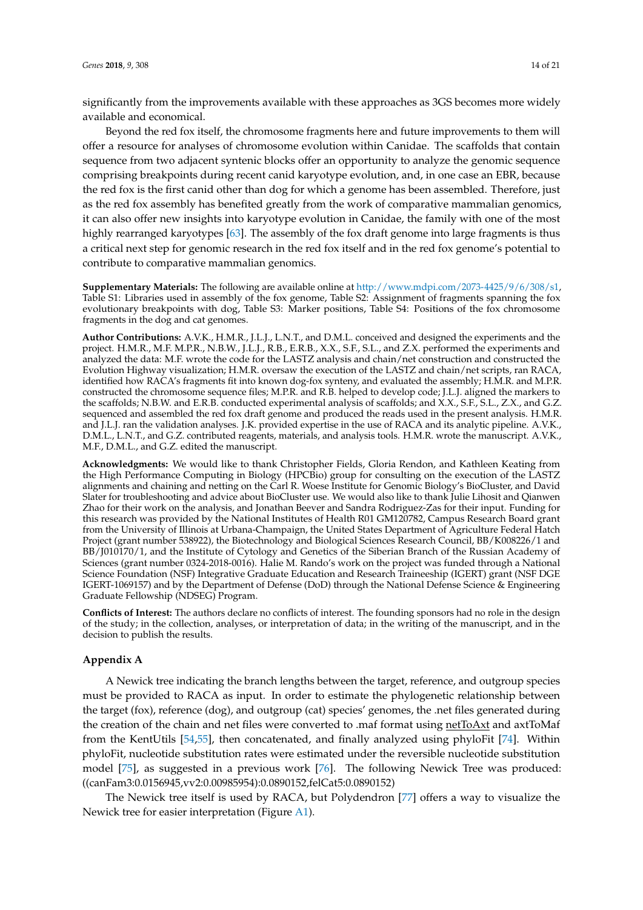significantly from the improvements available with these approaches as 3GS becomes more widely available and economical.

Beyond the red fox itself, the chromosome fragments here and future improvements to them will offer a resource for analyses of chromosome evolution within Canidae. The scaffolds that contain sequence from two adjacent syntenic blocks offer an opportunity to analyze the genomic sequence comprising breakpoints during recent canid karyotype evolution, and, in one case an EBR, because the red fox is the first canid other than dog for which a genome has been assembled. Therefore, just as the red fox assembly has benefited greatly from the work of comparative mammalian genomics, it can also offer new insights into karyotype evolution in Canidae, the family with one of the most highly rearranged karyotypes [63]. The assembly of the fox draft genome into large fragments is thus a critical next step for genomic research in the red fox itself and in the red fox genome's potential to contribute to comparative mammalian genomics.

**Supplementary Materials:** The following are available online at http://www.mdpi.com/2073-4425/9/6/308/s1, Table S1: Libraries used in assembly of the fox genome, Table S2: Assignment of fragments spanning the fox evolutionary breakpoints with dog, Table S3: Marker positions, Table S4: Positions of the fox chromosome fragments in the dog and cat genomes.

**Author Contributions:** A.V.K., H.M.R., J.L.J., L.N.T., and D.M.L. conceived and designed the experiments and the project. H.M.R., M.F. M.P.R., N.B.W., J.L.J., R.B., E.R.B., X.X., S.F., S.L., and Z.X. performed the experiments and analyzed the data: M.F. wrote the code for the LASTZ analysis and chain/net construction and constructed the Evolution Highway visualization; H.M.R. oversaw the execution of the LASTZ and chain/net scripts, ran RACA, identified how RACA's fragments fit into known dog-fox synteny, and evaluated the assembly; H.M.R. and M.P.R. constructed the chromosome sequence files; M.P.R. and R.B. helped to develop code; J.L.J. aligned the markers to the scaffolds; N.B.W. and E.R.B. conducted experimental analysis of scaffolds; and X.X., S.F., S.L., Z.X., and G.Z. sequenced and assembled the red fox draft genome and produced the reads used in the present analysis. H.M.R. and J.L.J. ran the validation analyses. J.K. provided expertise in the use of RACA and its analytic pipeline. A.V.K., D.M.L., L.N.T., and G.Z. contributed reagents, materials, and analysis tools. H.M.R. wrote the manuscript. A.V.K., M.F., D.M.L., and G.Z. edited the manuscript.

**Acknowledgments:** We would like to thank Christopher Fields, Gloria Rendon, and Kathleen Keating from the High Performance Computing in Biology (HPCBio) group for consulting on the execution of the LASTZ alignments and chaining and netting on the Carl R. Woese Institute for Genomic Biology's BioCluster, and David Slater for troubleshooting and advice about BioCluster use. We would also like to thank Julie Lihosit and Qianwen Zhao for their work on the analysis, and Jonathan Beever and Sandra Rodriguez-Zas for their input. Funding for this research was provided by the National Institutes of Health R01 GM120782, Campus Research Board grant from the University of Illinois at Urbana-Champaign, the United States Department of Agriculture Federal Hatch Project (grant number 538922), the Biotechnology and Biological Sciences Research Council, BB/K008226/1 and BB/J010170/1, and the Institute of Cytology and Genetics of the Siberian Branch of the Russian Academy of Sciences (grant number 0324-2018-0016). Halie M. Rando's work on the project was funded through a National Science Foundation (NSF) Integrative Graduate Education and Research Traineeship (IGERT) grant (NSF DGE IGERT-1069157) and by the Department of Defense (DoD) through the National Defense Science & Engineering Graduate Fellowship (NDSEG) Program.

**Conflicts of Interest:** The authors declare no conflicts of interest. The founding sponsors had no role in the design of the study; in the collection, analyses, or interpretation of data; in the writing of the manuscript, and in the decision to publish the results.

## Appendix A

A Newick tree indicating the branch lengths between the target, reference, and outgroup species must be provided to RACA as input. In order to estimate the phylogenetic relationship between the target (fox), reference (dog), and outgroup (cat) species' genomes, the .net files generated during the creation of the chain and net files were converted to .maf format using netToAxt and axtToMaf from the KentUtils [54,55], then concatenated, and finally analyzed using phyloFit [74]. Within phyloFit, nucleotide substitution rates were estimated under the reversible nucleotide substitution model [75], as suggested in a previous work [76]. The following Newick Tree was produced: ((canFam3:0.0156945,vv2:0.00985954):0.0890152,felCat5:0.0890152)

The Newick tree itself is used by RACA, but Polydendron [77] offers a way to visualize the Newick tree for easier interpretation (Figure A1).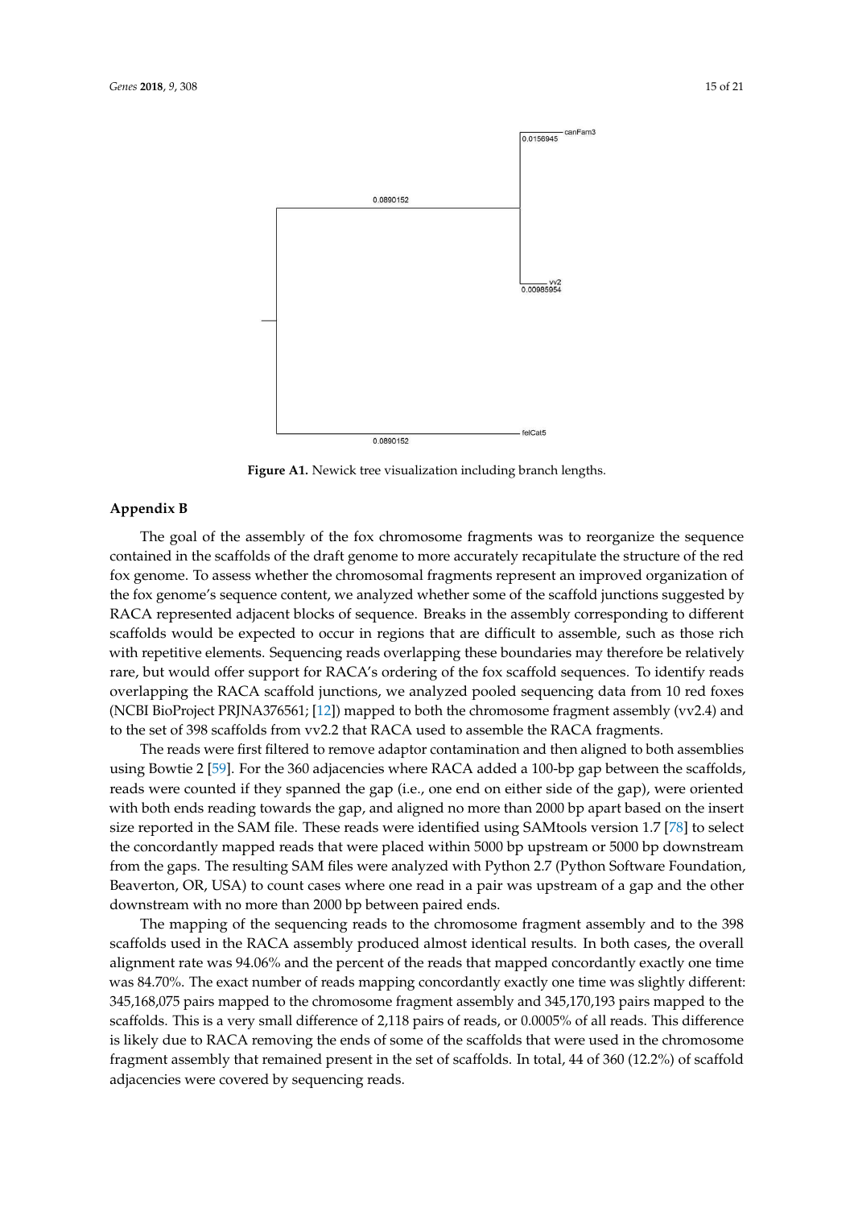**Figure A1.** Newick tree visualization including branch lengths.

## Appendix B

The goal of the assembly of the fox chromosome fragments was to reorganize the sequence contained in the scaffolds of the draft genome to more accurately recapitulate the structure of the red fox genome. To assess whether the chromosomal fragments represent an improved organization of the fox genome's sequence content, we analyzed whether some of the scaffold junctions suggested by RACA represented adjacent blocks of sequence. Breaks in the assembly corresponding to different scaffolds would be expected to occur in regions that are difficult to assemble, such as those rich with repetitive elements. Sequencing reads overlapping these boundaries may therefore be relatively rare, but would offer support for RACA's ordering of the fox scaffold sequences. To identify reads overlapping the RACA scaffold junctions, we analyzed pooled sequencing data from 10 red foxes (NCBI BioProject PRJNA376561; [12]) mapped to both the chromosome fragment assembly (vv2.4) and to the set of 398 scaffolds from vv2.2 that RACA used to assemble the RACA fragments.

The reads were first filtered to remove adaptor contamination and then aligned to both assemblies using Bowtie 2 [59]. For the 360 adjacencies where RACA added a 100-bp gap between the scaffolds, reads were counted if they spanned the gap (i.e., one end on either side of the gap), were oriented with both ends reading towards the gap, and aligned no more than 2000 bp apart based on the insert size reported in the SAM file. These reads were identified using SAMtools version 1.7 [78] to select the concordantly mapped reads that were placed within 5000 bp upstream or 5000 bp downstream from the gaps. The resulting SAM files were analyzed with Python 2.7 (Python Software Foundation, Beaverton, OR, USA) to count cases where one read in a pair was upstream of a gap and the other downstream with no more than 2000 bp between paired ends.

The mapping of the sequencing reads to the chromosome fragment assembly and to the 398 scaffolds used in the RACA assembly produced almost identical results. In both cases, the overall alignment rate was 94.06% and the percent of the reads that mapped concordantly exactly one time was 84.70%. The exact number of reads mapping concordantly exactly one time was slightly different: 345,168,075 pairs mapped to the chromosome fragment assembly and 345,170,193 pairs mapped to the scaffolds. This is a very small difference of 2,118 pairs of reads, or 0.0005% of all reads. This difference is likely due to RACA removing the ends of some of the scaffolds that were used in the chromosome fragment assembly that remained present in the set of scaffolds. In total, 44 of 360 (12.2%) of scaffold adjacencies were covered by sequencing reads.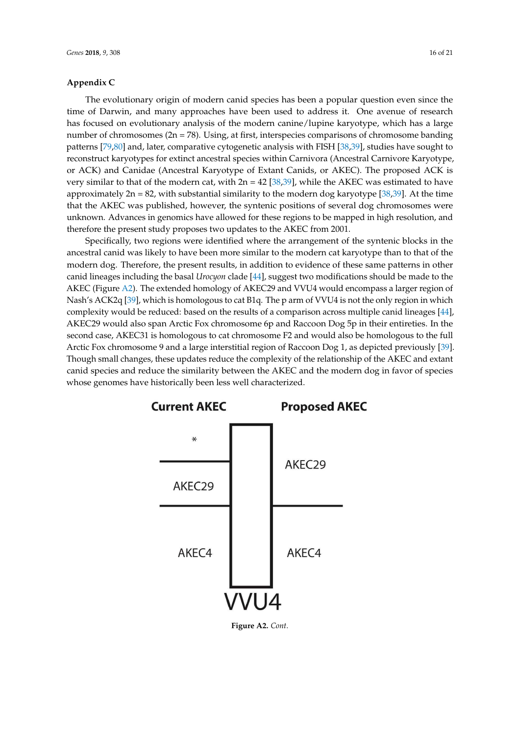## Appendix C

The evolutionary origin of modern canid species has been a popular question even since the time of Darwin, and many approaches have been used to address it. One avenue of research has focused on evolutionary analysis of the modern canine/lupine karyotype, which has a large number of chromosomes (2n = 78). Using, at first, interspecies comparisons of chromosome banding patterns [79,80] and, later, comparative cytogenetic analysis with FISH [38,39], studies have sought to reconstruct karyotypes for extinct ancestral species within Carnivora (Ancestral Carnivore Karyotype, or ACK) and Canidae (Ancestral Karyotype of Extant Canids, or AKEC). The proposed ACK is very similar to that of the modern cat, with 2n = 42 [38,39], while the AKEC was estimated to have approximately 2n = 82, with substantial similarity to the modern dog karyotype [38,39]. At the time that the AKEC was published, however, the syntenic positions of several dog chromosomes were unknown. Advances in genomics have allowed for these regions to be mapped in high resolution, and therefore the present study proposes two updates to the AKEC from 2001.

Specifically, two regions were identified where the arrangement of the syntenic blocks in the ancestral canid was likely to have been more similar to the modern cat karyotype than to that of the modern dog. Therefore, the present results, in addition to evidence of these same patterns in other canid lineages including the basal *Urocyon* clade [44], suggest two modifications should be made to the AKEC (Figure A2). The extended homology of AKEC29 and VVU4 would encompass a larger region of Nash's ACK2q [39], which is homologous to cat B1q. The p arm of VVU4 is not the only region in which complexity would be reduced: based on the results of a comparison across multiple canid lineages [44], AKEC29 would also span Arctic Fox chromosome 6p and Raccoon Dog 5p in their entireties. In the second case, AKEC31 is homologous to cat chromosome F2 and would also be homologous to the full Arctic Fox chromosome 9 and a large interstitial region of Raccoon Dog 1, as depicted previously [39]. Though small changes, these updates reduce the complexity of the relationship of the AKEC and extant canid species and reduce the similarity between the AKEC and the modern dog in favor of species whose genomes have historically been less well characterized.

| Current AKEC | | Proposed AKEC |
|---|---|---|
| * | VVU4 | AKEC29 |
| AKEC29 | | |
| AKEC4 | | AKEC4 |

**Figure A2.** *Cont.*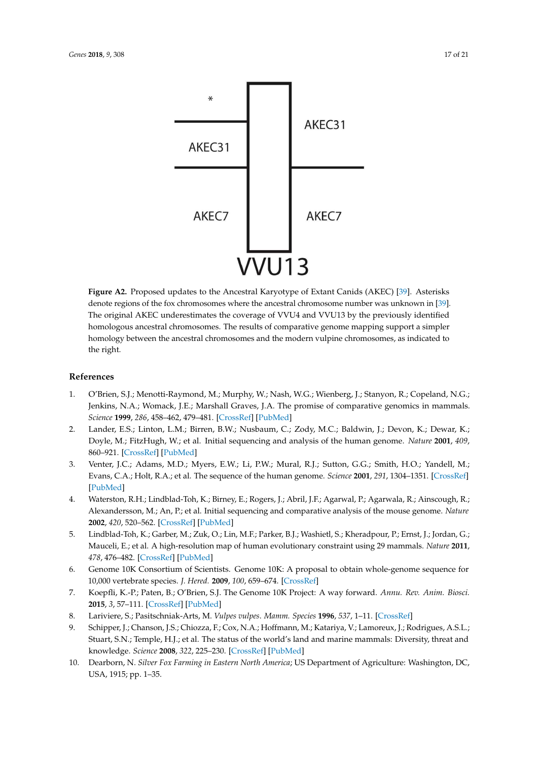Figure A2. Proposed updates to the Ancestral Karyotype of Extant Canids (AKEC) [39]. Asterisks denote regions of the fox chromosomes where the ancestral chromosome number was unknown in [39]. The original AKEC underestimates the coverage of VVU4 and VVU13 by the previously identified homologous ancestral chromosomes. The results of comparative genome mapping support a simpler homology between the ancestral chromosomes and the modern vulpine chromosomes, as indicated to the right.

## References

1. O'Brien, S.J.; Menotti-Raymond, M.; Murphy, W.; Nash, W.G.; Wienberg, J.; Stanyon, R.; Copeland, N.G.; Jenkins, N.A.; Womack, J.E.; Marshall Graves, J.A. The promise of comparative genomics in mammals. *Science* **1999**, *286*, 458–462, 479–481. [CrossRef] [PubMed]
2. Lander, E.S.; Linton, L.M.; Birren, B.W.; Nusbaum, C.; Zody, M.C.; Baldwin, J.; Devon, K.; Dewar, K.; Doyle, M.; FitzHugh, W.; et al. Initial sequencing and analysis of the human genome. *Nature* **2001**, *409*, 860–921. [CrossRef] [PubMed]
3. Venter, J.C.; Adams, M.D.; Myers, E.W.; Li, P.W.; Mural, R.J.; Sutton, G.G.; Smith, H.O.; Yandell, M.; Evans, C.A.; Holt, R.A.; et al. The sequence of the human genome. *Science* **2001**, *291*, 1304–1351. [CrossRef] [PubMed]
4. Waterston, R.H.; Lindblad-Toh, K.; Birney, E.; Rogers, J.; Abril, J.F.; Agarwal, P.; Agarwala, R.; Ainscough, R.; Alexandersson, M.; An, P.; et al. Initial sequencing and comparative analysis of the mouse genome. *Nature* **2002**, *420*, 520–562. [CrossRef] [PubMed]
5. Lindblad-Toh, K.; Garber, M.; Zuk, O.; Lin, M.F.; Parker, B.J.; Washietl, S.; Kheradpour, P.; Ernst, J.; Jordan, G.; Mauceli, E.; et al. A high-resolution map of human evolutionary constraint using 29 mammals. *Nature* **2011**, *478*, 476–482. [CrossRef] [PubMed]
6. Genome 10K Consortium of Scientists. Genome 10K: A proposal to obtain whole-genome sequence for 10,000 vertebrate species. *J. Hered.* **2009**, *100*, 659–674. [CrossRef]
7. Koepfli, K.-P.; Paten, B.; O'Brien, S.J. The Genome 10K Project: A way forward. *Annu. Rev. Anim. Biosci.* **2015**, *3*, 57–111. [CrossRef] [PubMed]
8. Lariviere, S.; Pasitschniak-Arts, M. *Vulpes vulpes*. *Mamm. Species* **1996**, *537*, 1–11. [CrossRef]
9. Schipper, J.; Chanson, J.S.; Chiozza, F.; Cox, N.A.; Hoffmann, M.; Katariya, V.; Lamoreux, J.; Rodrigues, A.S.L.; Stuart, S.N.; Temple, H.J.; et al. The status of the world's land and marine mammals: Diversity, threat and knowledge. *Science* **2008**, *322*, 225–230. [CrossRef] [PubMed]
10. Dearborn, N. *Silver Fox Farming in Eastern North America*; US Department of Agriculture: Washington, DC, USA, 1915; pp. 1–35.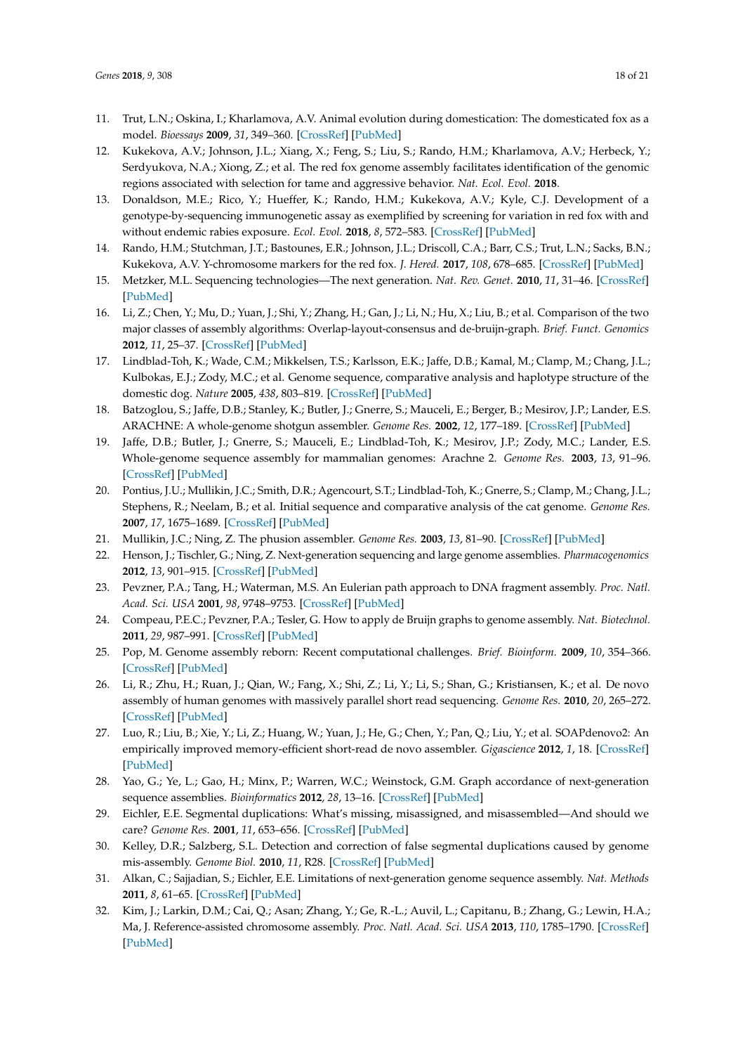11. Trut, L.N.; Oskina, I.; Kharlamova, A.V. Animal evolution during domestication: The domesticated fox as a model. *Bioessays* **2009**, *31*, 349–360. [CrossRef] [PubMed]
12. Kukekova, A.V.; Johnson, J.L.; Xiang, X.; Feng, S.; Liu, S.; Rando, H.M.; Kharlamova, A.V.; Herbeck, Y.; Serdyukova, N.A.; Xiong, Z.; et al. The red fox genome assembly facilitates identification of the genomic regions associated with selection for tame and aggressive behavior. *Nat. Ecol. Evol.* **2018**.
13. Donaldson, M.E.; Rico, Y.; Hueffer, K.; Rando, H.M.; Kukekova, A.V.; Kyle, C.J. Development of a genotype-by-sequencing immunogenetic assay as exemplified by screening for variation in red fox with and without endemic rabies exposure. *Ecol. Evol.* **2018**, *8*, 572–583. [CrossRef] [PubMed]
14. Rando, H.M.; Stutchman, J.T.; Bastounes, E.R.; Johnson, J.L.; Driscoll, C.A.; Barr, C.S.; Trut, L.N.; Sacks, B.N.; Kukekova, A.V. Y-chromosome markers for the red fox. *J. Hered.* **2017**, *108*, 678–685. [CrossRef] [PubMed]
15. Metzker, M.L. Sequencing technologies—The next generation. *Nat. Rev. Genet.* **2010**, *11*, 31–46. [CrossRef] [PubMed]
16. Li, Z.; Chen, Y.; Mu, D.; Yuan, J.; Shi, Y.; Zhang, H.; Gan, J.; Li, N.; Hu, X.; Liu, B.; et al. Comparison of the two major classes of assembly algorithms: Overlap-layout-consensus and de-bruijn-graph. *Brief. Funct. Genomics* **2012**, *11*, 25–37. [CrossRef] [PubMed]
17. Lindblad-Toh, K.; Wade, C.M.; Mikkelsen, T.S.; Karlsson, E.K.; Jaffe, D.B.; Kamal, M.; Clamp, M.; Chang, J.L.; Kulbokas, E.J.; Zody, M.C.; et al. Genome sequence, comparative analysis and haplotype structure of the domestic dog. *Nature* **2005**, *438*, 803–819. [CrossRef] [PubMed]
18. Batzoglou, S.; Jaffe, D.B.; Stanley, K.; Butler, J.; Gnerre, S.; Mauceli, E.; Berger, B.; Mesirov, J.P.; Lander, E.S. ARACHNE: A whole-genome shotgun assembler. *Genome Res.* **2002**, *12*, 177–189. [CrossRef] [PubMed]
19. Jaffe, D.B.; Butler, J.; Gnerre, S.; Mauceli, E.; Lindblad-Toh, K.; Mesirov, J.P.; Zody, M.C.; Lander, E.S. Whole-genome sequence assembly for mammalian genomes: Arachne 2. *Genome Res.* **2003**, *13*, 91–96. [CrossRef] [PubMed]
20. Pontius, J.U.; Mullikin, J.C.; Smith, D.R.; Agencourt, S.T.; Lindblad-Toh, K.; Gnerre, S.; Clamp, M.; Chang, J.L.; Stephens, R.; Neelam, B.; et al. Initial sequence and comparative analysis of the cat genome. *Genome Res.* **2007**, *17*, 1675–1689. [CrossRef] [PubMed]
21. Mullikin, J.C.; Ning, Z. The phusion assembler. *Genome Res.* **2003**, *13*, 81–90. [CrossRef] [PubMed]
22. Henson, J.; Tischler, G.; Ning, Z. Next-generation sequencing and large genome assemblies. *Pharmacogenomics* **2012**, *13*, 901–915. [CrossRef] [PubMed]
23. Pevzner, P.A.; Tang, H.; Waterman, M.S. An Eulerian path approach to DNA fragment assembly. *Proc. Natl. Acad. Sci. USA* **2001**, *98*, 9748–9753. [CrossRef] [PubMed]
24. Compeau, P.E.C.; Pevzner, P.A.; Tesler, G. How to apply de Bruijn graphs to genome assembly. *Nat. Biotechnol.* **2011**, *29*, 987–991. [CrossRef] [PubMed]
25. Pop, M. Genome assembly reborn: Recent computational challenges. *Brief. Bioinform.* **2009**, *10*, 354–366. [CrossRef] [PubMed]
26. Li, R.; Zhu, H.; Ruan, J.; Qian, W.; Fang, X.; Shi, Z.; Li, Y.; Li, S.; Shan, G.; Kristiansen, K.; et al. De novo assembly of human genomes with massively parallel short read sequencing. *Genome Res.* **2010**, *20*, 265–272. [CrossRef] [PubMed]
27. Luo, R.; Liu, B.; Xie, Y.; Li, Z.; Huang, W.; Yuan, J.; He, G.; Chen, Y.; Pan, Q.; Liu, Y.; et al. SOAPdenovo2: An empirically improved memory-efficient short-read de novo assembler. *Gigascience* **2012**, *1*, 18. [CrossRef] [PubMed]
28. Yao, G.; Ye, L.; Gao, H.; Minx, P.; Warren, W.C.; Weinstock, G.M. Graph accordance of next-generation sequence assemblies. *Bioinformatics* **2012**, *28*, 13–16. [CrossRef] [PubMed]
29. Eichler, E.E. Segmental duplications: What's missing, misassigned, and misassembled—And should we care? *Genome Res.* **2001**, *11*, 653–656. [CrossRef] [PubMed]
30. Kelley, D.R.; Salzberg, S.L. Detection and correction of false segmental duplications caused by genome mis-assembly. *Genome Biol.* **2010**, *11*, R28. [CrossRef] [PubMed]
31. Alkan, C.; Sajjadian, S.; Eichler, E.E. Limitations of next-generation genome sequence assembly. *Nat. Methods* **2011**, *8*, 61–65. [CrossRef] [PubMed]
32. Kim, J.; Larkin, D.M.; Cai, Q.; Asan; Zhang, Y.; Ge, R.-L.; Auvil, L.; Capitanu, B.; Zhang, G.; Lewin, H.A.; Ma, J. Reference-assisted chromosome assembly. *Proc. Natl. Acad. Sci. USA* **2013**, *110*, 1785–1790. [CrossRef] [PubMed]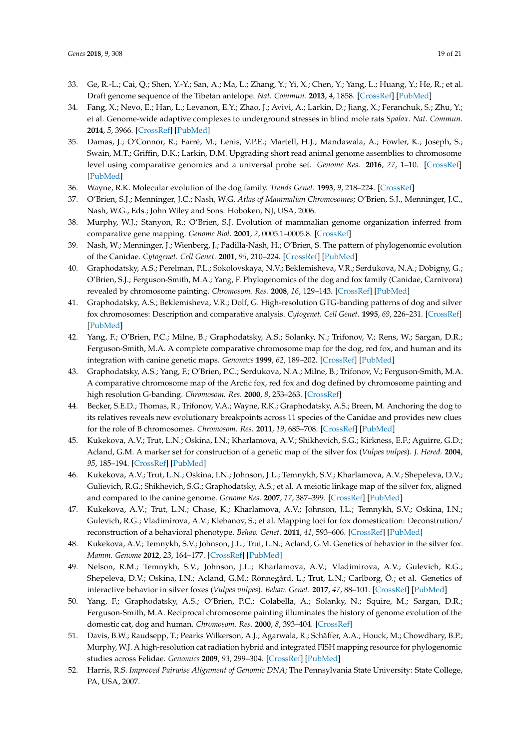33. Ge, R.-L.; Cai, Q.; Shen, Y.-Y.; San, A.; Ma, L.; Zhang, Y.; Yi, X.; Chen, Y.; Yang, L.; Huang, Y.; He, R.; et al. Draft genome sequence of the Tibetan antelope. *Nat. Commun.* **2013**, *4*, 1858. [CrossRef] [PubMed]
34. Fang, X.; Nevo, E.; Han, L.; Levanon, E.Y.; Zhao, J.; Avivi, A.; Larkin, D.; Jiang, X.; Feranchuk, S.; Zhu, Y.; et al. Genome-wide adaptive complexes to underground stresses in blind mole rats *Spalax*. *Nat. Commun.* **2014**, *5*, 3966. [CrossRef] [PubMed]
35. Damas, J.; O'Connor, R.; Farré, M.; Lenis, V.P.E.; Martell, H.J.; Mandawala, A.; Fowler, K.; Joseph, S.; Swain, M.T.; Griffin, D.K.; Larkin, D.M. Upgrading short read animal genome assemblies to chromosome level using comparative genomics and a universal probe set. *Genome Res.* **2016**, *27*, 1–10. [CrossRef] [PubMed]
36. Wayne, R.K. Molecular evolution of the dog family. *Trends Genet.* **1993**, *9*, 218–224. [CrossRef]
37. O'Brien, S.J.; Menninger, J.C.; Nash, W.G. *Atlas of Mammalian Chromosomes*; O'Brien, S.J., Menninger, J.C., Nash, W.G., Eds.; John Wiley and Sons: Hoboken, NJ, USA, 2006.
38. Murphy, W.J.; Stanyon, R.; O'Brien, S.J. Evolution of mammalian genome organization inferred from comparative gene mapping. *Genome Biol.* **2001**, *2*, 0005.1–0005.8. [CrossRef]
39. Nash, W.; Menninger, J.; Wienberg, J.; Padilla-Nash, H.; O'Brien, S. The pattern of phylogenomic evolution of the Canidae. *Cytogenet. Cell Genet.* **2001**, *95*, 210–224. [CrossRef] [PubMed]
40. Graphodatsky, A.S.; Perelman, P.L.; Sokolovskaya, N.V.; Beklemisheva, V.R.; Serdukova, N.A.; Dobigny, G.; O'Brien, S.J.; Ferguson-Smith, M.A.; Yang, F. Phylogenomics of the dog and fox family (Canidae, Carnivora) revealed by chromosome painting. *Chromosom. Res.* **2008**, *16*, 129–143. [CrossRef] [PubMed]
41. Graphodatsky, A.S.; Beklemisheva, V.R.; Dolf, G. High-resolution GTG-banding patterns of dog and silver fox chromosomes: Description and comparative analysis. *Cytogenet. Cell Genet.* **1995**, *69*, 226–231. [CrossRef] [PubMed]
42. Yang, F.; O'Brien, P.C.; Milne, B.; Graphodatsky, A.S.; Solanky, N.; Trifonov, V.; Rens, W.; Sargan, D.R.; Ferguson-Smith, M.A. A complete comparative chromosome map for the dog, red fox, and human and its integration with canine genetic maps. *Genomics* **1999**, *62*, 189–202. [CrossRef] [PubMed]
43. Graphodatsky, A.S.; Yang, F.; O'Brien, P.C.; Serdukova, N.A.; Milne, B.; Trifonov, V.; Ferguson-Smith, M.A. A comparative chromosome map of the Arctic fox, red fox and dog defined by chromosome painting and high resolution G-banding. *Chromosom. Res.* **2000**, *8*, 253–263. [CrossRef]
44. Becker, S.E.D.; Thomas, R.; Trifonov, V.A.; Wayne, R.K.; Graphodatsky, A.S.; Breen, M. Anchoring the dog to its relatives reveals new evolutionary breakpoints across 11 species of the Canidae and provides new clues for the role of B chromosomes. *Chromosom. Res.* **2011**, *19*, 685–708. [CrossRef] [PubMed]
45. Kukekova, A.V.; Trut, L.N.; Oskina, I.N.; Kharlamova, A.V.; Shikhevich, S.G.; Kirkness, E.F.; Aguirre, G.D.; Acland, G.M. A marker set for construction of a genetic map of the silver fox (*Vulpes vulpes*). *J. Hered.* **2004**, *95*, 185–194. [CrossRef] [PubMed]
46. Kukekova, A.V.; Trut, L.N.; Oskina, I.N.; Johnson, J.L.; Temnykh, S.V.; Kharlamova, A.V.; Shepeleva, D.V.; Gulievich, R.G.; Shikhevich, S.G.; Graphodatsky, A.S.; et al. A meiotic linkage map of the silver fox, aligned and compared to the canine genome. *Genome Res.* **2007**, *17*, 387–399. [CrossRef] [PubMed]
47. Kukekova, A.V.; Trut, L.N.; Chase, K.; Kharlamova, A.V.; Johnson, J.L.; Temnykh, S.V.; Oskina, I.N.; Gulevich, R.G.; Vladimirova, A.V.; Klebanov, S.; et al. Mapping loci for fox domestication: Deconstrution/reconstruction of a behavioral phenotype. *Behav. Genet.* **2011**, *41*, 593–606. [CrossRef] [PubMed]
48. Kukekova, A.V.; Temnykh, S.V.; Johnson, J.L.; Trut, L.N.; Acland, G.M. Genetics of behavior in the silver fox. *Mamm. Genome* **2012**, *23*, 164–177. [CrossRef] [PubMed]
49. Nelson, R.M.; Temnykh, S.V.; Johnson, J.L.; Kharlamova, A.V.; Vladimirova, A.V.; Gulevich, R.G.; Shepeleva, D.V.; Oskina, I.N.; Acland, G.M.; Rönnegård, L.; Trut, L.N.; Carlborg, Ö.; et al. Genetics of interactive behavior in silver foxes (*Vulpes vulpes*). *Behav. Genet.* **2017**, *47*, 88–101. [CrossRef] [PubMed]
50. Yang, F.; Graphodatsky, A.S.; O'Brien, P.C.; Colabella, A.; Solanky, N.; Squire, M.; Sargan, D.R.; Ferguson-Smith, M.A. Reciprocal chromosome painting illuminates the history of genome evolution of the domestic cat, dog and human. *Chromosom. Res.* **2000**, *8*, 393–404. [CrossRef]
51. Davis, B.W.; Raudsepp, T.; Pearks Wilkerson, A.J.; Agarwala, R.; Schäffer, A.A.; Houck, M.; Chowdhary, B.P.; Murphy, W.J. A high-resolution cat radiation hybrid and integrated FISH mapping resource for phylogenomic studies across Felidae. *Genomics* **2009**, *93*, 299–304. [CrossRef] [PubMed]
52. Harris, R.S. *Improved Pairwise Alignment of Genomic DNA*; The Pennsylvania State University: State College, PA, USA, 2007.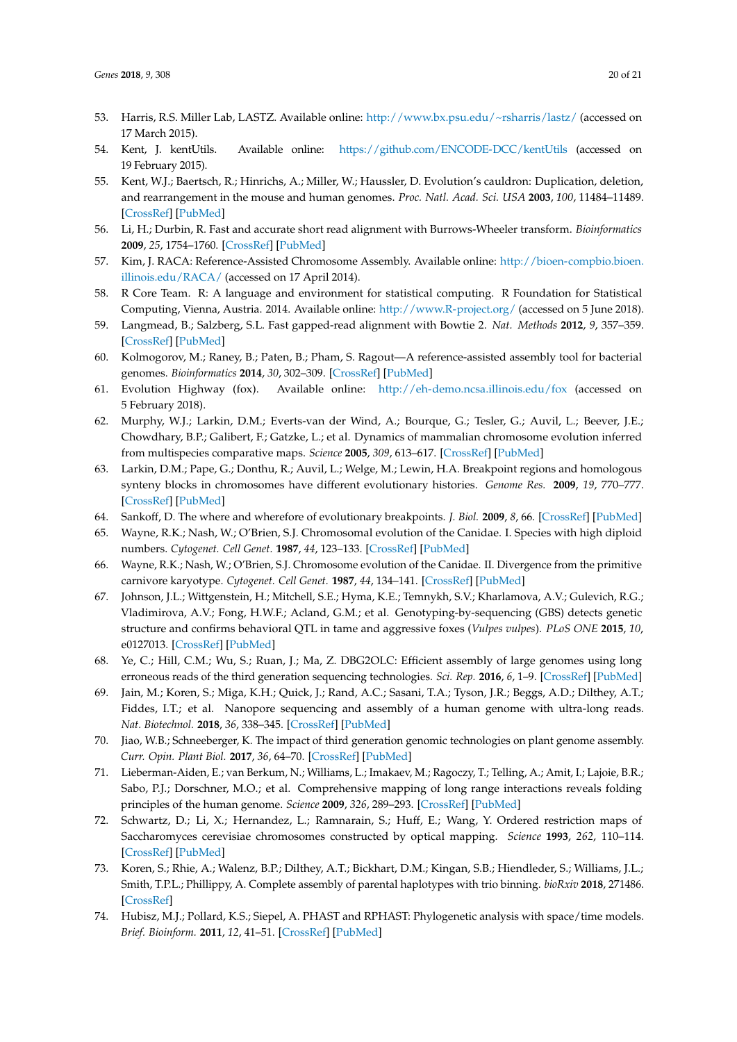53. Harris, R.S. Miller Lab, LASTZ. Available online: http://www.bx.psu.edu/~rsharris/lastz/ (accessed on 17 March 2015).
54. Kent, J. kentUtils. Available online: https://github.com/ENCODE-DCC/kentUtils (accessed on 19 February 2015).
55. Kent, W.J.; Baertsch, R.; Hinrichs, A.; Miller, W.; Haussler, D. Evolution's cauldron: Duplication, deletion, and rearrangement in the mouse and human genomes. *Proc. Natl. Acad. Sci. USA* **2003**, *100*, 11484–11489. [CrossRef] [PubMed]
56. Li, H.; Durbin, R. Fast and accurate short read alignment with Burrows-Wheeler transform. *Bioinformatics* **2009**, *25*, 1754–1760. [CrossRef] [PubMed]
57. Kim, J. RACA: Reference-Assisted Chromosome Assembly. Available online: http://bioen-compbio.bioen.illinois.edu/RACA/ (accessed on 17 April 2014).
58. R Core Team. R: A language and environment for statistical computing. R Foundation for Statistical Computing, Vienna, Austria. 2014. Available online: http://www.R-project.org/ (accessed on 5 June 2018).
59. Langmead, B.; Salzberg, S.L. Fast gapped-read alignment with Bowtie 2. *Nat. Methods* **2012**, *9*, 357–359. [CrossRef] [PubMed]
60. Kolmogorov, M.; Raney, B.; Paten, B.; Pham, S. Ragout—A reference-assisted assembly tool for bacterial genomes. *Bioinformatics* **2014**, *30*, 302–309. [CrossRef] [PubMed]
61. Evolution Highway (fox). Available online: http://eh-demo.ncsa.illinois.edu/fox (accessed on 5 February 2018).
62. Murphy, W.J.; Larkin, D.M.; Everts-van der Wind, A.; Bourque, G.; Tesler, G.; Auvil, L.; Beever, J.E.; Chowdhary, B.P.; Galibert, F.; Gatzke, L.; et al. Dynamics of mammalian chromosome evolution inferred from multispecies comparative maps. *Science* **2005**, *309*, 613–617. [CrossRef] [PubMed]
63. Larkin, D.M.; Pape, G.; Donthu, R.; Auvil, L.; Welge, M.; Lewin, H.A. Breakpoint regions and homologous synteny blocks in chromosomes have different evolutionary histories. *Genome Res.* **2009**, *19*, 770–777. [CrossRef] [PubMed]
64. Sankoff, D. The where and wherefore of evolutionary breakpoints. *J. Biol.* **2009**, *8*, 66. [CrossRef] [PubMed]
65. Wayne, R.K.; Nash, W.; O'Brien, S.J. Chromosomal evolution of the Canidae. I. Species with high diploid numbers. *Cytogenet. Cell Genet.* **1987**, *44*, 123–133. [CrossRef] [PubMed]
66. Wayne, R.K.; Nash, W.; O'Brien, S.J. Chromosome evolution of the Canidae. II. Divergence from the primitive carnivore karyotype. *Cytogenet. Cell Genet.* **1987**, *44*, 134–141. [CrossRef] [PubMed]
67. Johnson, J.L.; Wittgenstein, H.; Mitchell, S.E.; Hyma, K.E.; Temnykh, S.V.; Kharlamova, A.V.; Gulevich, R.G.; Vladimirova, A.V.; Fong, H.W.F.; Acland, G.M.; et al. Genotyping-by-sequencing (GBS) detects genetic structure and confirms behavioral QTL in tame and aggressive foxes (*Vulpes vulpes*). *PLoS ONE* **2015**, *10*, e0127013. [CrossRef] [PubMed]
68. Ye, C.; Hill, C.M.; Wu, S.; Ruan, J.; Ma, Z. DBG2OLC: Efficient assembly of large genomes using long erroneous reads of the third generation sequencing technologies. *Sci. Rep.* **2016**, *6*, 1–9. [CrossRef] [PubMed]
69. Jain, M.; Koren, S.; Miga, K.H.; Quick, J.; Rand, A.C.; Sasani, T.A.; Tyson, J.R.; Beggs, A.D.; Dilthey, A.T.; Fiddes, I.T.; et al. Nanopore sequencing and assembly of a human genome with ultra-long reads. *Nat. Biotechnol.* **2018**, *36*, 338–345. [CrossRef] [PubMed]
70. Jiao, W.B.; Schneeberger, K. The impact of third generation genomic technologies on plant genome assembly. *Curr. Opin. Plant Biol.* **2017**, *36*, 64–70. [CrossRef] [PubMed]
71. Lieberman-Aiden, E.; van Berkum, N.; Williams, L.; Imakaev, M.; Ragoczy, T.; Telling, A.; Amit, I.; Lajoie, B.R.; Sabo, P.J.; Dorschner, M.O.; et al. Comprehensive mapping of long range interactions reveals folding principles of the human genome. *Science* **2009**, *326*, 289–293. [CrossRef] [PubMed]
72. Schwartz, D.; Li, X.; Hernandez, L.; Ramnarain, S.; Huff, E.; Wang, Y. Ordered restriction maps of Saccharomyces cerevisiae chromosomes constructed by optical mapping. *Science* **1993**, *262*, 110–114. [CrossRef] [PubMed]
73. Koren, S.; Rhie, A.; Walenz, B.P.; Dilthey, A.T.; Bickhart, D.M.; Kingan, S.B.; Hiendleder, S.; Williams, J.L.; Smith, T.P.L.; Phillippy, A. Complete assembly of parental haplotypes with trio binning. *bioRxiv* **2018**, 271486. [CrossRef]
74. Hubisz, M.J.; Pollard, K.S.; Siepel, A. PHAST and RPHAST: Phylogenetic analysis with space/time models. *Brief. Bioinform.* **2011**, *12*, 41–51. [CrossRef] [PubMed]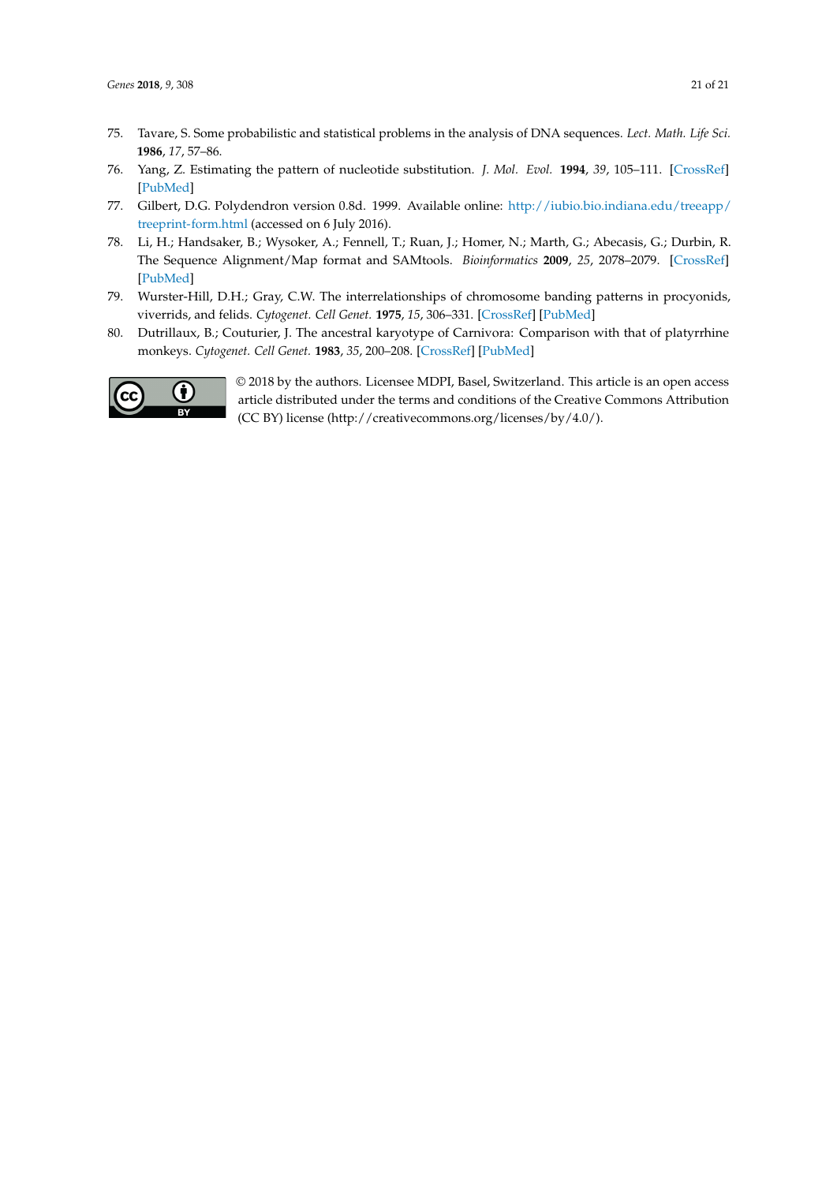75. Tavare, S. Some probabilistic and statistical problems in the analysis of DNA sequences. *Lect. Math. Life Sci.* **1986**, *17*, 57–86.
76. Yang, Z. Estimating the pattern of nucleotide substitution. *J. Mol. Evol.* **1994**, *39*, 105–111. [CrossRef] [PubMed]
77. Gilbert, D.G. Polydendron version 0.8d. 1999. Available online: http://iubio.bio.indiana.edu/treeapp/treeprint-form.html (accessed on 6 July 2016).
78. Li, H.; Handsaker, B.; Wysoker, A.; Fennell, T.; Ruan, J.; Homer, N.; Marth, G.; Abecasis, G.; Durbin, R. The Sequence Alignment/Map format and SAMtools. *Bioinformatics* **2009**, *25*, 2078–2079. [CrossRef] [PubMed]
79. Wurster-Hill, D.H.; Gray, C.W. The interrelationships of chromosome banding patterns in procyonids, viverrids, and felids. *Cytogenet. Cell Genet.* **1975**, *15*, 306–331. [CrossRef] [PubMed]
80. Dutrillaux, B.; Couturier, J. The ancestral karyotype of Carnivora: Comparison with that of platyrrhine monkeys. *Cytogenet. Cell Genet.* **1983**, *35*, 200–208. [CrossRef] [PubMed]

© 2018 by the authors. Licensee MDPI, Basel, Switzerland. This article is an open access article distributed under the terms and conditions of the Creative Commons Attribution (CC BY) license (http://creativecommons.org/licenses/by/4.0/).